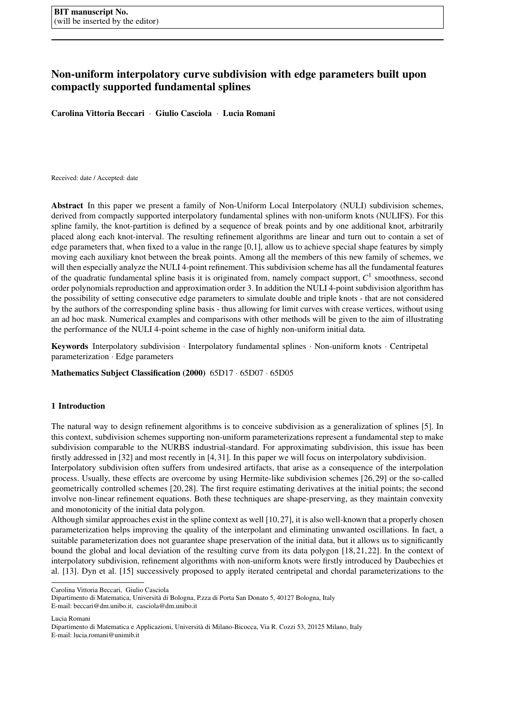BIT manuscript No.
(will be inserted by the editor)

# Non-uniform interpolatory curve subdivision with edge parameters built upon compactly supported fundamental splines

**Carolina Vittoria Beccari · Giulio Casciola · Lucia Romani**

Received: date / Accepted: date

**Abstract** In this paper we present a family of Non-Uniform Local Interpolatory (NULI) subdivision schemes, derived from compactly supported interpolatory fundamental splines with non-uniform knots (NULIFS). For this spline family, the knot-partition is defined by a sequence of break points and by one additional knot, arbitrarily placed along each knot-interval. The resulting refinement algorithms are linear and turn out to contain a set of edge parameters that, when fixed to a value in the range [0,1], allow us to achieve special shape features by simply moving each auxiliary knot between the break points. Among all the members of this new family of schemes, we will then especially analyze the NULI 4-point refinement. This subdivision scheme has all the fundamental features of the quadratic fundamental spline basis it is originated from, namely compact support, $C^1$ smoothness, second order polynomials reproduction and approximation order 3. In addition the NULI 4-point subdivision algorithm has the possibility of setting consecutive edge parameters to simulate double and triple knots - that are not considered by the authors of the corresponding spline basis - thus allowing for limit curves with crease vertices, without using an ad hoc mask. Numerical examples and comparisons with other methods will be given to the aim of illustrating the performance of the NULI 4-point scheme in the case of highly non-uniform initial data.

**Keywords** Interpolatory subdivision · Interpolatory fundamental splines · Non-uniform knots · Centripetal parameterization · Edge parameters

**Mathematics Subject Classification (2000)** 65D17 · 65D07 · 65D05

## 1 Introduction

The natural way to design refinement algorithms is to conceive subdivision as a generalization of splines [5]. In this context, subdivision schemes supporting non-uniform parameterizations represent a fundamental step to make subdivision comparable to the NURBS industrial-standard. For approximating subdivision, this issue has been firstly addressed in [32] and most recently in [4,31]. In this paper we will focus on interpolatory subdivision.

Interpolatory subdivision often suffers from undesired artifacts, that arise as a consequence of the interpolation process. Usually, these effects are overcome by using Hermite-like subdivision schemes [26,29] or the so-called geometrically controlled schemes [20,28]. The first require estimating derivatives at the initial points; the second involve non-linear refinement equations. Both these techniques are shape-preserving, as they maintain convexity and monotonicity of the initial data polygon.

Although similar approaches exist in the spline context as well [10,27], it is also well-known that a properly chosen parameterization helps improving the quality of the interpolant and eliminating unwanted oscillations. In fact, a suitable parameterization does not guarantee shape preservation of the initial data, but it allows us to significantly bound the global and local deviation of the resulting curve from its data polygon [18,21,22]. In the context of interpolatory subdivision, refinement algorithms with non-uniform knots were firstly introduced by Daubechies et al. [13]. Dyn et al. [15] successively proposed to apply iterated centripetal and chordal parameterizations to the

---

Carolina Vittoria Beccari, Giulio Casciola
Dipartimento di Matematica, Università di Bologna, P.zza di Porta San Donato 5, 40127 Bologna, Italy
E-mail: beccari@dm.unibo.it, casciola@dm.unibo.it

Lucia Romani
Dipartimento di Matematica e Applicazioni, Università di Milano-Bicocca, Via R. Cozzi 53, 20125 Milano, Italy
E-mail: lucia.romani@unimib.it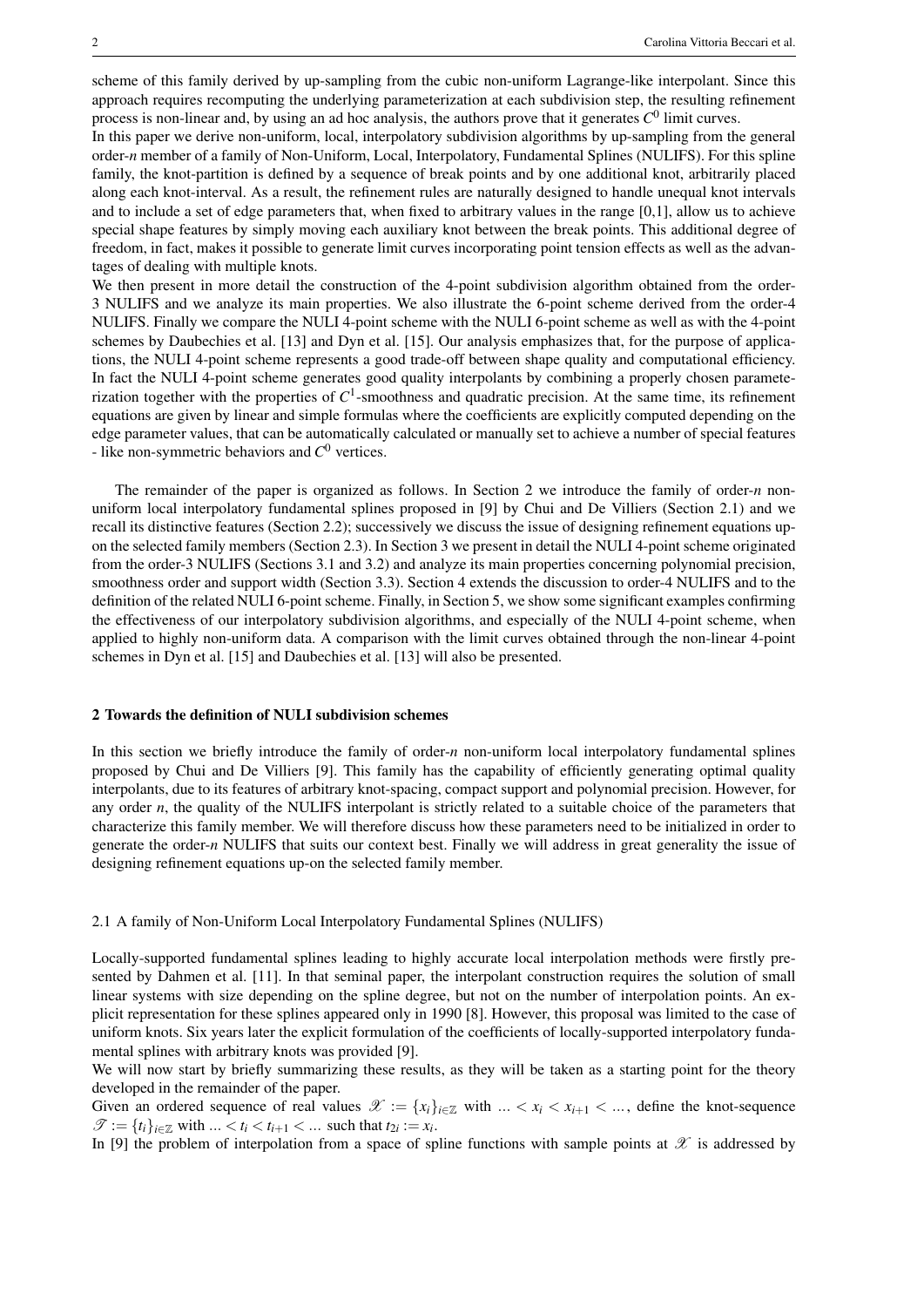scheme of this family derived by up-sampling from the cubic non-uniform Lagrange-like interpolant. Since this approach requires recomputing the underlying parameterization at each subdivision step, the resulting refinement process is non-linear and, by using an ad hoc analysis, the authors prove that it generates $C^0$ limit curves.

In this paper we derive non-uniform, local, interpolatory subdivision algorithms by up-sampling from the general order-$n$ member of a family of Non-Uniform, Local, Interpolatory, Fundamental Splines (NULIFS). For this spline family, the knot-partition is defined by a sequence of break points and by one additional knot, arbitrarily placed along each knot-interval. As a result, the refinement rules are naturally designed to handle unequal knot intervals and to include a set of edge parameters that, when fixed to arbitrary values in the range [0,1], allow us to achieve special shape features by simply moving each auxiliary knot between the break points. This additional degree of freedom, in fact, makes it possible to generate limit curves incorporating point tension effects as well as the advantages of dealing with multiple knots.

We then present in more detail the construction of the 4-point subdivision algorithm obtained from the order-3 NULIFS and we analyze its main properties. We also illustrate the 6-point scheme derived from the order-4 NULIFS. Finally we compare the NULI 4-point scheme with the NULI 6-point scheme as well as with the 4-point schemes by Daubechies et al. [13] and Dyn et al. [15]. Our analysis emphasizes that, for the purpose of applications, the NULI 4-point scheme represents a good trade-off between shape quality and computational efficiency. In fact the NULI 4-point scheme generates good quality interpolants by combining a properly chosen parameterization together with the properties of $C^1$-smoothness and quadratic precision. At the same time, its refinement equations are given by linear and simple formulas where the coefficients are explicitly computed depending on the edge parameter values, that can be automatically calculated or manually set to achieve a number of special features - like non-symmetric behaviors and $C^0$ vertices.

The remainder of the paper is organized as follows. In Section 2 we introduce the family of order-$n$ non-uniform local interpolatory fundamental splines proposed in [9] by Chui and De Villiers (Section 2.1) and we recall its distinctive features (Section 2.2); successively we discuss the issue of designing refinement equations up-on the selected family members (Section 2.3). In Section 3 we present in detail the NULI 4-point scheme originated from the order-3 NULIFS (Sections 3.1 and 3.2) and analyze its main properties concerning polynomial precision, smoothness order and support width (Section 3.3). Section 4 extends the discussion to order-4 NULIFS and to the definition of the related NULI 6-point scheme. Finally, in Section 5, we show some significant examples confirming the effectiveness of our interpolatory subdivision algorithms, and especially of the NULI 4-point scheme, when applied to highly non-uniform data. A comparison with the limit curves obtained through the non-linear 4-point schemes in Dyn et al. [15] and Daubechies et al. [13] will also be presented.

## 2 Towards the definition of NULI subdivision schemes

In this section we briefly introduce the family of order-$n$ non-uniform local interpolatory fundamental splines proposed by Chui and De Villiers [9]. This family has the capability of efficiently generating optimal quality interpolants, due to its features of arbitrary knot-spacing, compact support and polynomial precision. However, for any order $n$, the quality of the NULIFS interpolant is strictly related to a suitable choice of the parameters that characterize this family member. We will therefore discuss how these parameters need to be initialized in order to generate the order-$n$ NULIFS that suits our context best. Finally we will address in great generality the issue of designing refinement equations up-on the selected family member.

### 2.1 A family of Non-Uniform Local Interpolatory Fundamental Splines (NULIFS)

Locally-supported fundamental splines leading to highly accurate local interpolation methods were firstly presented by Dahmen et al. [11]. In that seminal paper, the interpolant construction requires the solution of small linear systems with size depending on the spline degree, but not on the number of interpolation points. An explicit representation for these splines appeared only in 1990 [8]. However, this proposal was limited to the case of uniform knots. Six years later the explicit formulation of the coefficients of locally-supported interpolatory fundamental splines with arbitrary knots was provided [9].

We will now start by briefly summarizing these results, as they will be taken as a starting point for the theory developed in the remainder of the paper.

Given an ordered sequence of real values $\mathscr{X} := \{x_i\}_{i\in\mathbb{Z}}$ with $\ldots < x_i < x_{i+1} < \ldots$, define the knot-sequence $\mathscr{T} := \{t_i\}_{i\in\mathbb{Z}}$ with $\ldots < t_i < t_{i+1} < \ldots$ such that $t_{2i} := x_i$.

In [9] the problem of interpolation from a space of spline functions with sample points at $\mathscr{X}$ is addressed by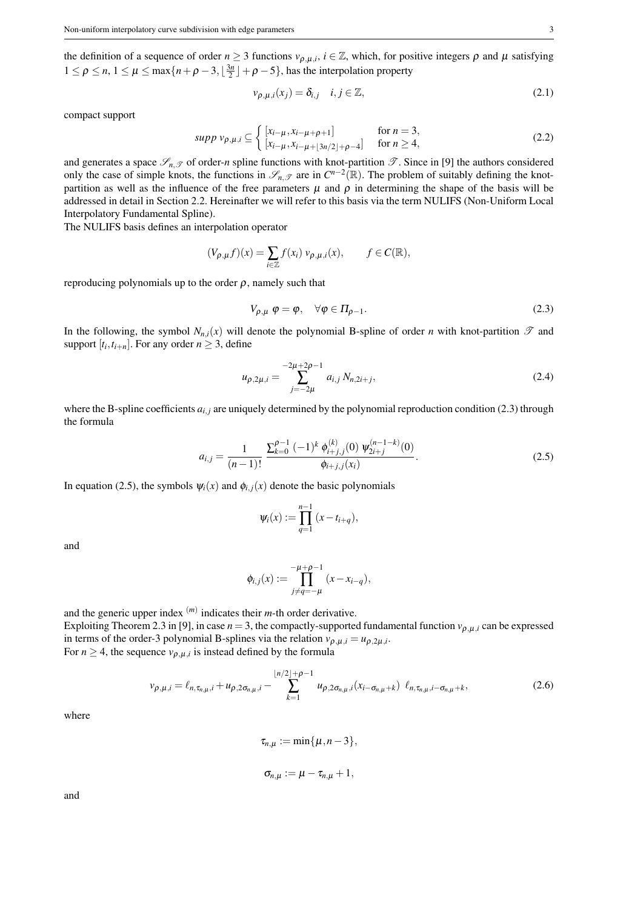the definition of a sequence of order $n \geq 3$ functions $v_{\rho,\mu,i}$, $i \in \mathbb{Z}$, which, for positive integers $\rho$ and $\mu$ satisfying $1 \leq \rho \leq n$, $1 \leq \mu \leq \max\{n+\rho-3, \lfloor \frac{3n}{2} \rfloor + \rho - 5\}$, has the interpolation property

$$v_{\rho,\mu,i}(x_j) = \delta_{i,j} \quad i,j \in \mathbb{Z}, \tag{2.1}$$

compact support

$$supp\ v_{\rho,\mu,i} \subseteq \begin{cases} [x_{i-\mu}, x_{i-\mu+\rho+1}] & \text{for } n=3, \\ [x_{i-\mu}, x_{i-\mu+\lfloor 3n/2 \rfloor+\rho-4}] & \text{for } n \geq 4, \end{cases} \tag{2.2}$$

and generates a space $\mathscr{S}_{n,\mathscr{T}}$ of order-$n$ spline functions with knot-partition $\mathscr{T}$. Since in [9] the authors considered only the case of simple knots, the functions in $\mathscr{S}_{n,\mathscr{T}}$ are in $C^{n-2}(\mathbb{R})$. The problem of suitably defining the knot-partition as well as the influence of the free parameters $\mu$ and $\rho$ in determining the shape of the basis will be addressed in detail in Section 2.2. Hereinafter we will refer to this basis via the term NULIFS (Non-Uniform Local Interpolatory Fundamental Spline).

The NULIFS basis defines an interpolation operator

$$(V_{\rho,\mu} f)(x) = \sum_{i \in \mathbb{Z}} f(x_i)\ v_{\rho,\mu,i}(x), \qquad f \in C(\mathbb{R}),$$

reproducing polynomials up to the order $\rho$, namely such that

$$V_{\rho,\mu}\ \varphi = \varphi, \quad \forall \varphi \in \Pi_{\rho-1}. \tag{2.3}$$

In the following, the symbol $N_{n,i}(x)$ will denote the polynomial B-spline of order $n$ with knot-partition $\mathscr{T}$ and support $[t_i, t_{i+n}]$. For any order $n \geq 3$, define

$$u_{\rho,2\mu,i} = \sum_{j=-2\mu}^{-2\mu+2\rho-1} a_{i,j}\ N_{n,2i+j}, \tag{2.4}$$

where the B-spline coefficients $a_{i,j}$ are uniquely determined by the polynomial reproduction condition (2.3) through the formula

$$a_{i,j} = \frac{1}{(n-1)!} \frac{\sum_{k=0}^{\rho-1} (-1)^k\ \phi_{i+j,j}^{(k)}(0)\ \psi_{2i+j}^{(n-1-k)}(0)}{\phi_{i+j,j}(x_i)}. \tag{2.5}$$

In equation (2.5), the symbols $\psi_i(x)$ and $\phi_{i,j}(x)$ denote the basic polynomials

$$\psi_i(x) := \prod_{q=1}^{n-1} (x - t_{i+q}),$$

and

$$\phi_{i,j}(x) := \prod_{j \neq q=-\mu}^{-\mu+\rho-1} (x - x_{i-q}),$$

and the generic upper index $^{(m)}$ indicates their $m$-th order derivative.

Exploiting Theorem 2.3 in [9], in case $n=3$, the compactly-supported fundamental function $v_{\rho,\mu,i}$ can be expressed in terms of the order-3 polynomial B-splines via the relation $v_{\rho,\mu,i} = u_{\rho,2\mu,i}$.

For $n \geq 4$, the sequence $v_{\rho,\mu,i}$ is instead defined by the formula

$$v_{\rho,\mu,i} = \ell_{n,\tau_{n,\mu},i} + u_{\rho,2\sigma_{n,\mu},i} - \sum_{k=1}^{\lfloor n/2 \rfloor+\rho-1} u_{\rho,2\sigma_{n,\mu},i}(x_{i-\sigma_{n,\mu}+k})\ \ \ell_{n,\tau_{n,\mu},i-\sigma_{n,\mu}+k}, \tag{2.6}$$

where

$$\tau_{n,\mu} := \min\{\mu, n-3\},$$

$$\sigma_{n,\mu} := \mu - \tau_{n,\mu} + 1,$$

and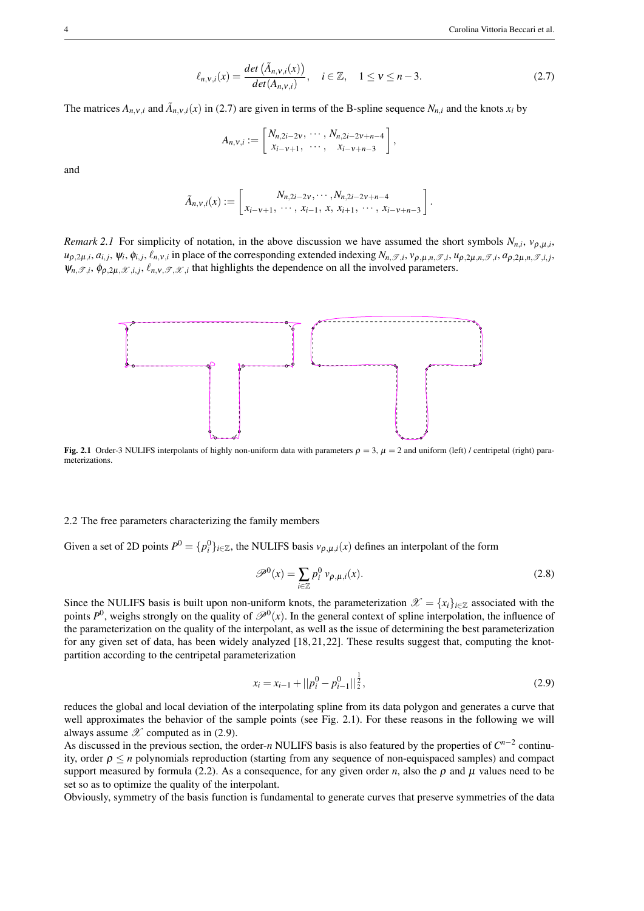$$\ell_{n,\nu,i}(x) = \frac{det\left(\tilde{A}_{n,\nu,i}(x)\right)}{det(A_{n,\nu,i})}, \quad i \in \mathbb{Z}, \quad 1 \le \nu \le n-3. \tag{2.7}$$

The matrices $A_{n,\nu,i}$ and $\tilde{A}_{n,\nu,i}(x)$ in (2.7) are given in terms of the B-spline sequence $N_{n,i}$ and the knots $x_i$ by

$$A_{n,\nu,i} := \begin{bmatrix} N_{n,2i-2\nu}, & \cdots, & N_{n,2i-2\nu+n-4} \\ x_{i-\nu+1}, & \cdots, & x_{i-\nu+n-3} \end{bmatrix},$$

and

$$\tilde{A}_{n,\nu,i}(x) := \begin{bmatrix} N_{n,2i-2\nu}, \cdots, N_{n,2i-2\nu+n-4} \\ x_{i-\nu+1}, \cdots, x_{i-1}, x, x_{i+1}, \cdots, x_{i-\nu+n-3} \end{bmatrix}.$$

*Remark 2.1* For simplicity of notation, in the above discussion we have assumed the short symbols $N_{n,i}$, $v_{\rho,\mu,i}$, $u_{\rho,2\mu,i}$, $a_{i,j}$, $\psi_i$, $\phi_{i,j}$, $\ell_{n,\nu,i}$ in place of the corresponding extended indexing $N_{n,\mathscr{T},i}$, $v_{\rho,\mu,n,\mathscr{T},i}$, $u_{\rho,2\mu,n,\mathscr{T},i}$, $a_{\rho,2\mu,n,\mathscr{T},i,j}$, $\psi_{n,\mathscr{T},i}$, $\phi_{\rho,2\mu,\mathscr{X},i,j}$, $\ell_{n,\nu,\mathscr{T},\mathscr{X},i}$ that highlights the dependence on all the involved parameters.

**Fig. 2.1** Order-3 NULIFS interpolants of highly non-uniform data with parameters $\rho = 3$, $\mu = 2$ and uniform (left) / centripetal (right) parameterizations.

### 2.2 The free parameters characterizing the family members

Given a set of 2D points $P^0 = \{p_i^0\}_{i\in\mathbb{Z}}$, the NULIFS basis $v_{\rho,\mu,i}(x)$ defines an interpolant of the form

$$\mathscr{P}^0(x) = \sum_{i\in\mathbb{Z}} p_i^0 \, v_{\rho,\mu,i}(x). \tag{2.8}$$

Since the NULIFS basis is built upon non-uniform knots, the parameterization $\mathscr{X} = \{x_i\}_{i\in\mathbb{Z}}$ associated with the points $P^0$, weighs strongly on the quality of $\mathscr{P}^0(x)$. In the general context of spline interpolation, the influence of the parameterization on the quality of the interpolant, as well as the issue of determining the best parameterization for any given set of data, has been widely analyzed [18,21,22]. These results suggest that, computing the knot-partition according to the centripetal parameterization

$$x_i = x_{i-1} + ||p_i^0 - p_{i-1}^0||_2^{\frac{1}{2}}, \tag{2.9}$$

reduces the global and local deviation of the interpolating spline from its data polygon and generates a curve that well approximates the behavior of the sample points (see Fig. 2.1). For these reasons in the following we will always assume $\mathscr{X}$ computed as in (2.9).

As discussed in the previous section, the order-$n$ NULIFS basis is also featured by the properties of $C^{n-2}$ continuity, order $\rho \le n$ polynomials reproduction (starting from any sequence of non-equispaced samples) and compact support measured by formula (2.2). As a consequence, for any given order $n$, also the $\rho$ and $\mu$ values need to be set so as to optimize the quality of the interpolant.

Obviously, symmetry of the basis function is fundamental to generate curves that preserve symmetries of the data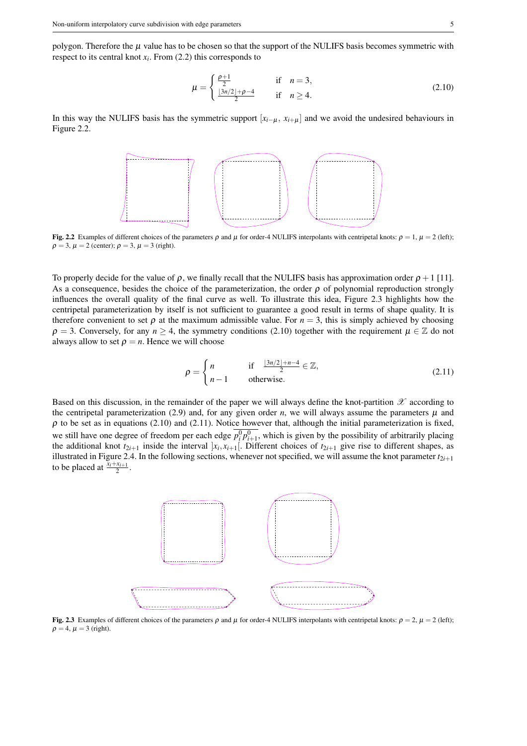polygon. Therefore the $\mu$ value has to be chosen so that the support of the NULIFS basis becomes symmetric with respect to its central knot $x_i$. From (2.2) this corresponds to

$$\mu = \begin{cases} \frac{\rho+1}{2} & \text{if} \quad n = 3, \\ \frac{\lfloor 3n/2 \rfloor + \rho - 4}{2} & \text{if} \quad n \geq 4. \end{cases} \tag{2.10}$$

In this way the NULIFS basis has the symmetric support $[x_{i-\mu},\, x_{i+\mu}]$ and we avoid the undesired behaviours in Figure 2.2.

**Fig. 2.2** Examples of different choices of the parameters $\rho$ and $\mu$ for order-4 NULIFS interpolants with centripetal knots: $\rho = 1$, $\mu = 2$ (left); $\rho = 3$, $\mu = 2$ (center); $\rho = 3$, $\mu = 3$ (right).

To properly decide for the value of $\rho$, we finally recall that the NULIFS basis has approximation order $\rho + 1$ [11]. As a consequence, besides the choice of the parameterization, the order $\rho$ of polynomial reproduction strongly influences the overall quality of the final curve as well. To illustrate this idea, Figure 2.3 highlights how the centripetal parameterization by itself is not sufficient to guarantee a good result in terms of shape quality. It is therefore convenient to set $\rho$ at the maximum admissible value. For $n = 3$, this is simply achieved by choosing $\rho = 3$. Conversely, for any $n \geq 4$, the symmetry conditions (2.10) together with the requirement $\mu \in \mathbb{Z}$ do not always allow to set $\rho = n$. Hence we will choose

$$\rho = \begin{cases} n & \text{if} \quad \frac{\lfloor 3n/2 \rfloor + n - 4}{2} \in \mathbb{Z}, \\ n - 1 & \text{otherwise.} \end{cases} \tag{2.11}$$

Based on this discussion, in the remainder of the paper we will always define the knot-partition $\mathscr{X}$ according to the centripetal parameterization (2.9) and, for any given order $n$, we will always assume the parameters $\mu$ and $\rho$ to be set as in equations (2.10) and (2.11). Notice however that, although the initial parameterization is fixed, we still have one degree of freedom per each edge $\overline{p_i^0 p_{i+1}^0}$, which is given by the possibility of arbitrarily placing the additional knot $t_{2i+1}$ inside the interval $]x_i, x_{i+1}[$. Different choices of $t_{2i+1}$ give rise to different shapes, as illustrated in Figure 2.4. In the following sections, whenever not specified, we will assume the knot parameter $t_{2i+1}$ to be placed at $\frac{x_i + x_{i+1}}{2}$.

**Fig. 2.3** Examples of different choices of the parameters $\rho$ and $\mu$ for order-4 NULIFS interpolants with centripetal knots: $\rho = 2$, $\mu = 2$ (left); $\rho = 4$, $\mu = 3$ (right).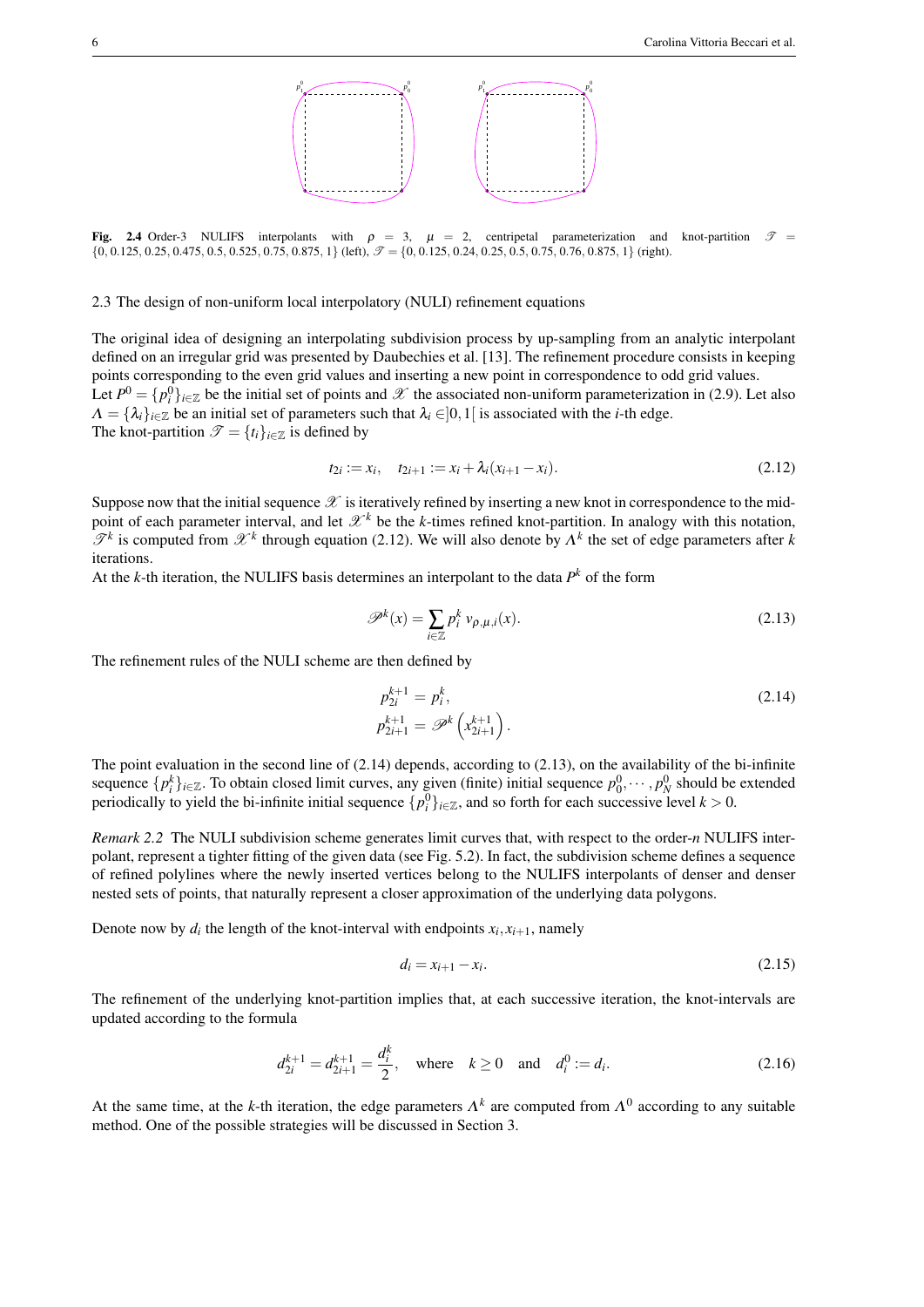$p_1^0$ $p_0^0$ $p_1^0$ $p_0^0$

**Fig. 2.4** Order-3 NULIFS interpolants with $\rho = 3$, $\mu = 2$, centripetal parameterization and knot-partition $\mathscr{T} = \{0, 0.125, 0.25, 0.475, 0.5, 0.525, 0.75, 0.875, 1\}$ (left), $\mathscr{T} = \{0, 0.125, 0.24, 0.25, 0.5, 0.75, 0.76, 0.875, 1\}$ (right).

### 2.3 The design of non-uniform local interpolatory (NULI) refinement equations

The original idea of designing an interpolating subdivision process by up-sampling from an analytic interpolant defined on an irregular grid was presented by Daubechies et al. [13]. The refinement procedure consists in keeping points corresponding to the even grid values and inserting a new point in correspondence to odd grid values.
Let $P^0 = \{p_i^0\}_{i\in\mathbb{Z}}$ be the initial set of points and $\mathscr{X}$ the associated non-uniform parameterization in (2.9). Let also $\Lambda = \{\lambda_i\}_{i\in\mathbb{Z}}$ be an initial set of parameters such that $\lambda_i \in ]0,1[$ is associated with the $i$-th edge.
The knot-partition $\mathscr{T} = \{t_i\}_{i\in\mathbb{Z}}$ is defined by

$$t_{2i} := x_i, \quad t_{2i+1} := x_i + \lambda_i(x_{i+1} - x_i). \tag{2.12}$$

Suppose now that the initial sequence $\mathscr{X}$ is iteratively refined by inserting a new knot in correspondence to the mid-point of each parameter interval, and let $\mathscr{X}^k$ be the $k$-times refined knot-partition. In analogy with this notation, $\mathscr{T}^k$ is computed from $\mathscr{X}^k$ through equation (2.12). We will also denote by $\Lambda^k$ the set of edge parameters after $k$ iterations.
At the $k$-th iteration, the NULIFS basis determines an interpolant to the data $P^k$ of the form

$$\mathscr{P}^k(x) = \sum_{i\in\mathbb{Z}} p_i^k \, v_{\rho,\mu,i}(x). \tag{2.13}$$

The refinement rules of the NULI scheme are then defined by

$$\begin{aligned} p_{2i}^{k+1} &= p_i^k, \\ p_{2i+1}^{k+1} &= \mathscr{P}^k\left(x_{2i+1}^{k+1}\right). \end{aligned} \tag{2.14}$$

The point evaluation in the second line of (2.14) depends, according to (2.13), on the availability of the bi-infinite sequence $\{p_i^k\}_{i\in\mathbb{Z}}$. To obtain closed limit curves, any given (finite) initial sequence $p_0^0, \cdots, p_N^0$ should be extended periodically to yield the bi-infinite initial sequence $\{p_i^0\}_{i\in\mathbb{Z}}$, and so forth for each successive level $k > 0$.

*Remark 2.2* The NULI subdivision scheme generates limit curves that, with respect to the order-$n$ NULIFS interpolant, represent a tighter fitting of the given data (see Fig. 5.2). In fact, the subdivision scheme defines a sequence of refined polylines where the newly inserted vertices belong to the NULIFS interpolants of denser and denser nested sets of points, that naturally represent a closer approximation of the underlying data polygons.

Denote now by $d_i$ the length of the knot-interval with endpoints $x_i, x_{i+1}$, namely

$$d_i = x_{i+1} - x_i. \tag{2.15}$$

The refinement of the underlying knot-partition implies that, at each successive iteration, the knot-intervals are updated according to the formula

$$d_{2i}^{k+1} = d_{2i+1}^{k+1} = \frac{d_i^k}{2}, \quad \text{where} \quad k \geq 0 \quad \text{and} \quad d_i^0 := d_i. \tag{2.16}$$

At the same time, at the $k$-th iteration, the edge parameters $\Lambda^k$ are computed from $\Lambda^0$ according to any suitable method. One of the possible strategies will be discussed in Section 3.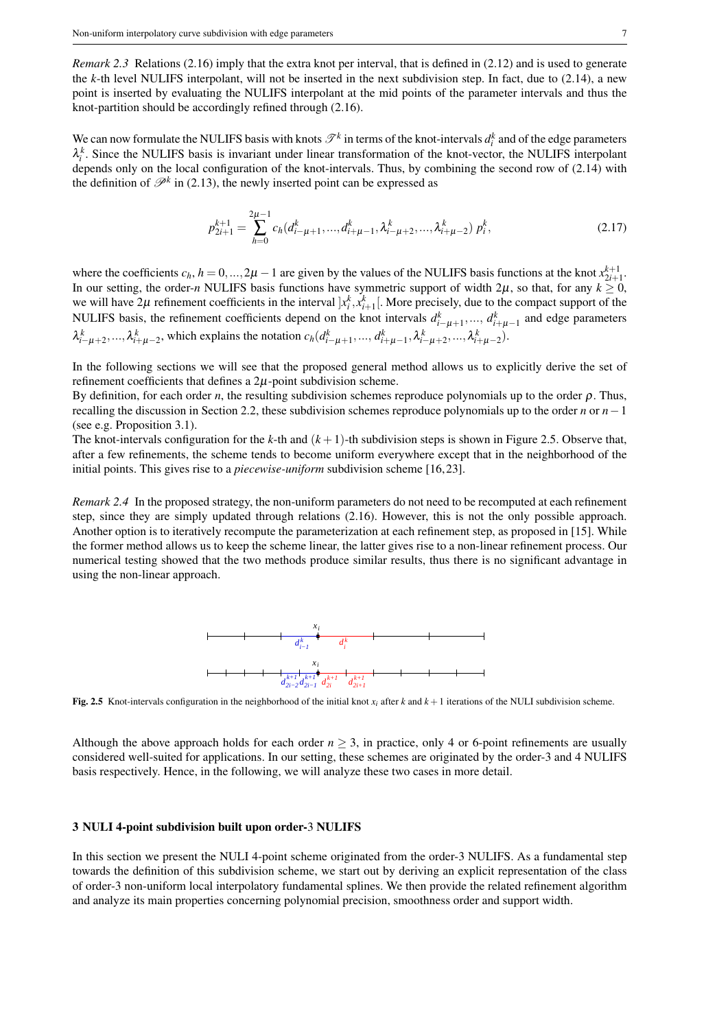*Remark 2.3* Relations (2.16) imply that the extra knot per interval, that is defined in (2.12) and is used to generate the $k$-th level NULIFS interpolant, will not be inserted in the next subdivision step. In fact, due to (2.14), a new point is inserted by evaluating the NULIFS interpolant at the mid points of the parameter intervals and thus the knot-partition should be accordingly refined through (2.16).

We can now formulate the NULIFS basis with knots $\mathscr{T}^k$ in terms of the knot-intervals $d_i^k$ and of the edge parameters $\lambda_i^k$. Since the NULIFS basis is invariant under linear transformation of the knot-vector, the NULIFS interpolant depends only on the local configuration of the knot-intervals. Thus, by combining the second row of (2.14) with the definition of $\mathscr{P}^k$ in (2.13), the newly inserted point can be expressed as

$$p_{2i+1}^{k+1} = \sum_{h=0}^{2\mu-1} c_h(d_{i-\mu+1}^k, ..., d_{i+\mu-1}^k, \lambda_{i-\mu+2}^k, ..., \lambda_{i+\mu-2}^k)\, p_i^k, \tag{2.17}$$

where the coefficients $c_h$, $h = 0, ..., 2\mu - 1$ are given by the values of the NULIFS basis functions at the knot $x_{2i+1}^{k+1}$. In our setting, the order-$n$ NULIFS basis functions have symmetric support of width $2\mu$, so that, for any $k \geq 0$, we will have $2\mu$ refinement coefficients in the interval $]x_i^k, x_{i+1}^k[$. More precisely, due to the compact support of the NULIFS basis, the refinement coefficients depend on the knot intervals $d_{i-\mu+1}^k, ..., d_{i+\mu-1}^k$ and edge parameters $\lambda_{i-\mu+2}^k, ..., \lambda_{i+\mu-2}^k$, which explains the notation $c_h(d_{i-\mu+1}^k, ..., d_{i+\mu-1}^k, \lambda_{i-\mu+2}^k, ..., \lambda_{i+\mu-2}^k)$.

In the following sections we will see that the proposed general method allows us to explicitly derive the set of refinement coefficients that defines a $2\mu$-point subdivision scheme.
By definition, for each order $n$, the resulting subdivision schemes reproduce polynomials up to the order $\rho$. Thus, recalling the discussion in Section 2.2, these subdivision schemes reproduce polynomials up to the order $n$ or $n-1$ (see e.g. Proposition 3.1).
The knot-intervals configuration for the $k$-th and $(k+1)$-th subdivision steps is shown in Figure 2.5. Observe that, after a few refinements, the scheme tends to become uniform everywhere except that in the neighborhood of the initial points. This gives rise to a *piecewise-uniform* subdivision scheme [16,23].

*Remark 2.4* In the proposed strategy, the non-uniform parameters do not need to be recomputed at each refinement step, since they are simply updated through relations (2.16). However, this is not the only possible approach. Another option is to iteratively recompute the parameterization at each refinement step, as proposed in [15]. While the former method allows us to keep the scheme linear, the latter gives rise to a non-linear refinement process. Our numerical testing showed that the two methods produce similar results, thus there is no significant advantage in using the non-linear approach.

**Fig. 2.5** Knot-intervals configuration in the neighborhood of the initial knot $x_i$ after $k$ and $k+1$ iterations of the NULI subdivision scheme.

Although the above approach holds for each order $n \geq 3$, in practice, only 4 or 6-point refinements are usually considered well-suited for applications. In our setting, these schemes are originated by the order-3 and 4 NULIFS basis respectively. Hence, in the following, we will analyze these two cases in more detail.

## 3 NULI 4-point subdivision built upon order-3 NULIFS

In this section we present the NULI 4-point scheme originated from the order-3 NULIFS. As a fundamental step towards the definition of this subdivision scheme, we start out by deriving an explicit representation of the class of order-3 non-uniform local interpolatory fundamental splines. We then provide the related refinement algorithm and analyze its main properties concerning polynomial precision, smoothness order and support width.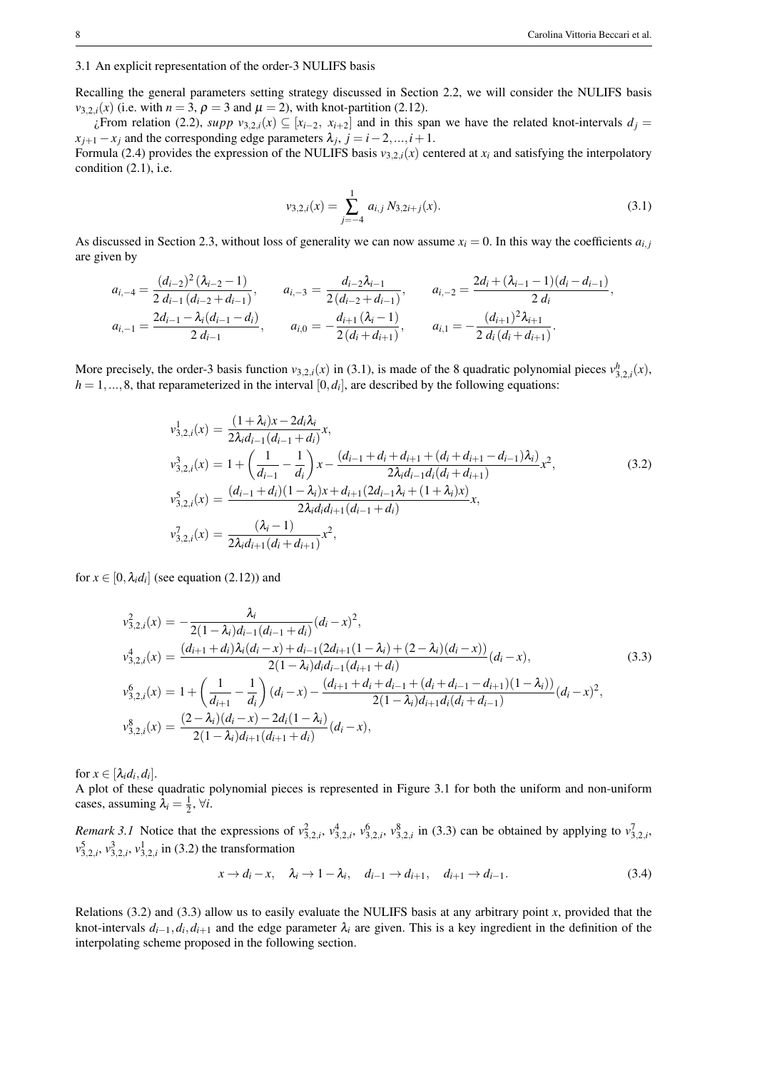### 3.1 An explicit representation of the order-3 NULIFS basis

Recalling the general parameters setting strategy discussed in Section 2.2, we will consider the NULIFS basis $v_{3,2,i}(x)$ (i.e. with $n=3$, $\rho=3$ and $\mu=2$), with knot-partition (2.12).

¿From relation (2.2), *supp* $v_{3,2,i}(x) \subseteq [x_{i-2},\ x_{i+2}]$ and in this span we have the related knot-intervals $d_j = x_{j+1}-x_j$ and the corresponding edge parameters $\lambda_j$, $j=i-2,...,i+1$.
Formula (2.4) provides the expression of the NULIFS basis $v_{3,2,i}(x)$ centered at $x_i$ and satisfying the interpolatory condition (2.1), i.e.

$$v_{3,2,i}(x) = \sum_{j=-4}^{1} a_{i,j}\, N_{3,2i+j}(x). \tag{3.1}$$

As discussed in Section 2.3, without loss of generality we can now assume $x_i = 0$. In this way the coefficients $a_{i,j}$ are given by

$$a_{i,-4} = \frac{(d_{i-2})^2\,(\lambda_{i-2}-1)}{2\,d_{i-1}\,(d_{i-2}+d_{i-1})}, \qquad a_{i,-3} = \frac{d_{i-2}\lambda_{i-1}}{2\,(d_{i-2}+d_{i-1})}, \qquad a_{i,-2} = \frac{2d_i + (\lambda_{i-1}-1)(d_i-d_{i-1})}{2\,d_i},$$
$$a_{i,-1} = \frac{2d_{i-1} - \lambda_i(d_{i-1}-d_i)}{2\,d_{i-1}}, \qquad a_{i,0} = -\frac{d_{i+1}\,(\lambda_i-1)}{2\,(d_i+d_{i+1})}, \qquad a_{i,1} = -\frac{(d_{i+1})^2\lambda_{i+1}}{2\,d_i\,(d_i+d_{i+1})}.$$

More precisely, the order-3 basis function $v_{3,2,i}(x)$ in (3.1), is made of the 8 quadratic polynomial pieces $v^h_{3,2,i}(x)$, $h=1,...,8$, that reparameterized in the interval $[0,d_i]$, are described by the following equations:

$$\begin{aligned}
v^1_{3,2,i}(x) &= \frac{(1+\lambda_i)x - 2d_i\lambda_i}{2\lambda_i d_{i-1}(d_{i-1}+d_i)}x,\\
v^3_{3,2,i}(x) &= 1 + \left(\frac{1}{d_{i-1}} - \frac{1}{d_i}\right)x - \frac{(d_{i-1}+d_i+d_{i+1}+(d_i+d_{i+1}-d_{i-1})\lambda_i)}{2\lambda_i d_{i-1}d_i(d_i+d_{i+1})}x^2,\\
v^5_{3,2,i}(x) &= \frac{(d_{i-1}+d_i)(1-\lambda_i)x + d_{i+1}(2d_{i-1}\lambda_i + (1+\lambda_i)x)}{2\lambda_i d_i d_{i+1}(d_{i-1}+d_i)}x,\\
v^7_{3,2,i}(x) &= \frac{(\lambda_i-1)}{2\lambda_i d_{i+1}(d_i+d_{i+1})}x^2,
\end{aligned} \tag{3.2}$$

for $x \in [0, \lambda_i d_i]$ (see equation (2.12)) and

$$\begin{aligned}
v^2_{3,2,i}(x) &= -\frac{\lambda_i}{2(1-\lambda_i)d_{i-1}(d_{i-1}+d_i)}(d_i-x)^2,\\
v^4_{3,2,i}(x) &= \frac{(d_{i+1}+d_i)\lambda_i(d_i-x) + d_{i-1}(2d_{i+1}(1-\lambda_i)+(2-\lambda_i)(d_i-x))}{2(1-\lambda_i)d_i d_{i-1}(d_{i+1}+d_i)}(d_i-x),\\
v^6_{3,2,i}(x) &= 1 + \left(\frac{1}{d_{i+1}} - \frac{1}{d_i}\right)(d_i-x) - \frac{(d_{i+1}+d_i+d_{i-1}+(d_i+d_{i-1}-d_{i+1})(1-\lambda_i))}{2(1-\lambda_i)d_{i+1}d_i(d_i+d_{i-1})}(d_i-x)^2,\\
v^8_{3,2,i}(x) &= \frac{(2-\lambda_i)(d_i-x) - 2d_i(1-\lambda_i)}{2(1-\lambda_i)d_{i+1}(d_{i+1}+d_i)}(d_i-x),
\end{aligned} \tag{3.3}$$

for $x \in [\lambda_i d_i, d_i]$.
A plot of these quadratic polynomial pieces is represented in Figure 3.1 for both the uniform and non-uniform cases, assuming $\lambda_i = \frac{1}{2}$, $\forall i$.

*Remark 3.1* Notice that the expressions of $v^2_{3,2,i}$, $v^4_{3,2,i}$, $v^6_{3,2,i}$, $v^8_{3,2,i}$ in (3.3) can be obtained by applying to $v^7_{3,2,i}$, $v^5_{3,2,i}$, $v^3_{3,2,i}$, $v^1_{3,2,i}$ in (3.2) the transformation

$$x \to d_i - x, \quad \lambda_i \to 1-\lambda_i, \quad d_{i-1} \to d_{i+1}, \quad d_{i+1} \to d_{i-1}. \tag{3.4}$$

Relations (3.2) and (3.3) allow us to easily evaluate the NULIFS basis at any arbitrary point $x$, provided that the knot-intervals $d_{i-1}, d_i, d_{i+1}$ and the edge parameter $\lambda_i$ are given. This is a key ingredient in the definition of the interpolating scheme proposed in the following section.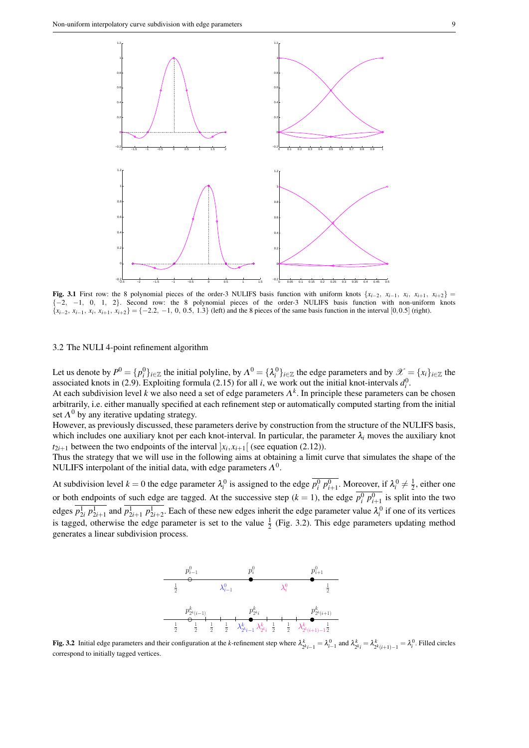Fig. 3.1 First row: the 8 polynomial pieces of the order-3 NULIFS basis function with uniform knots $\{x_{i-2},\ x_{i-1},\ x_i,\ x_{i+1},\ x_{i+2}\} = \{-2,\ -1,\ 0,\ 1,\ 2\}$. Second row: the 8 polynomial pieces of the order-3 NULIFS basis function with non-uniform knots $\{x_{i-2},\ x_{i-1},\ x_i,\ x_{i+1},\ x_{i+2}\} = \{-2.2,\ -1,\ 0,\ 0.5,\ 1.3\}$ (left) and the 8 pieces of the same basis function in the interval $[0, 0.5]$ (right).

## 3.2 The NULI 4-point refinement algorithm

Let us denote by $P^0 = \{p_i^0\}_{i\in\mathbb{Z}}$ the initial polyline, by $\Lambda^0 = \{\lambda_i^0\}_{i\in\mathbb{Z}}$ the edge parameters and by $\mathscr{X} = \{x_i\}_{i\in\mathbb{Z}}$ the associated knots in (2.9). Exploiting formula (2.15) for all $i$, we work out the initial knot-intervals $d_i^0$.
At each subdivision level $k$ we also need a set of edge parameters $\Lambda^k$. In principle these parameters can be chosen arbitrarily, i.e. either manually specified at each refinement step or automatically computed starting from the initial set $\Lambda^0$ by any iterative updating strategy.
However, as previously discussed, these parameters derive by construction from the structure of the NULIFS basis, which includes one auxiliary knot per each knot-interval. In particular, the parameter $\lambda_i$ moves the auxiliary knot $t_{2i+1}$ between the two endpoints of the interval $]x_i, x_{i+1}[$ (see equation (2.12)).
Thus the strategy that we will use in the following aims at obtaining a limit curve that simulates the shape of the NULIFS interpolant of the initial data, with edge parameters $\Lambda^0$.

At subdivision level $k = 0$ the edge parameter $\lambda_i^0$ is assigned to the edge $\overline{p_i^0\, p_{i+1}^0}$. Moreover, if $\lambda_i^0 \neq \frac{1}{2}$, either one or both endpoints of such edge are tagged. At the successive step ($k = 1$), the edge $\overline{p_i^0\, p_{i+1}^0}$ is split into the two edges $\overline{p_{2i}^1\, p_{2i+1}^1}$ and $\overline{p_{2i+1}^1\, p_{2i+2}^1}$. Each of these new edges inherit the edge parameter value $\lambda_i^0$ if one of its vertices is tagged, otherwise the edge parameter is set to the value $\frac{1}{2}$ (Fig. 3.2). This edge parameters updating method generates a linear subdivision process.

Fig. 3.2 Initial edge parameters and their configuration at the $k$-refinement step where $\lambda_{2^k i-1}^k = \lambda_{i-1}^0$ and $\lambda_{2^k i}^k = \lambda_{2^k(i+1)-1}^k = \lambda_i^0$. Filled circles correspond to initially tagged vertices.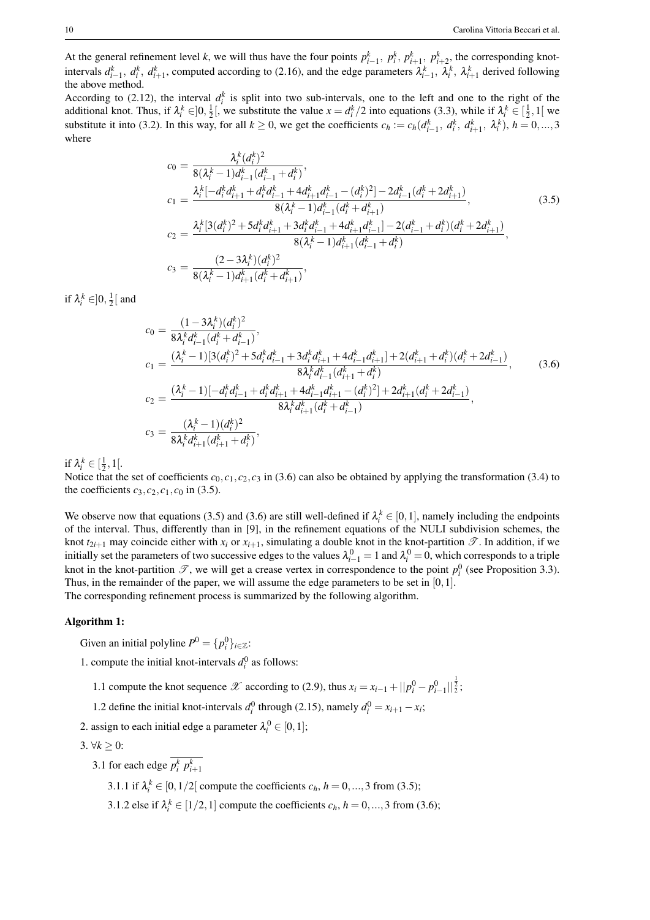At the general refinement level $k$, we will thus have the four points $p_{i-1}^k,\ p_i^k,\ p_{i+1}^k,\ p_{i+2}^k$, the corresponding knot-intervals $d_{i-1}^k,\ d_i^k,\ d_{i+1}^k$, computed according to (2.16), and the edge parameters $\lambda_{i-1}^k,\ \lambda_i^k,\ \lambda_{i+1}^k$ derived following the above method.

According to (2.12), the interval $d_i^k$ is split into two sub-intervals, one to the left and one to the right of the additional knot. Thus, if $\lambda_i^k \in ]0, \frac{1}{2}[$, we substitute the value $x = d_i^k/2$ into equations (3.3), while if $\lambda_i^k \in [\frac{1}{2}, 1[$ we substitute it into (3.2). In this way, for all $k \geq 0$, we get the coefficients $c_h := c_h(d_{i-1}^k,\ d_i^k,\ d_{i+1}^k,\ \lambda_i^k)$, $h = 0, ..., 3$ where

$$
\begin{aligned}
c_0 &= \frac{\lambda_i^k (d_i^k)^2}{8(\lambda_i^k - 1) d_{i-1}^k (d_{i-1}^k + d_i^k)}, \\
c_1 &= \frac{\lambda_i^k [-d_i^k d_{i+1}^k + d_i^k d_{i-1}^k + 4 d_{i+1}^k d_{i-1}^k - (d_i^k)^2] - 2 d_{i-1}^k (d_i^k + 2 d_{i+1}^k)}{8(\lambda_i^k - 1) d_{i-1}^k (d_i^k + d_{i+1}^k)}, \\
c_2 &= \frac{\lambda_i^k [3(d_i^k)^2 + 5 d_i^k d_{i+1}^k + 3 d_i^k d_{i-1}^k + 4 d_{i+1}^k d_{i-1}^k] - 2(d_{i-1}^k + d_i^k)(d_i^k + 2 d_{i+1}^k)}{8(\lambda_i^k - 1) d_{i+1}^k (d_{i-1}^k + d_i^k)}, \\
c_3 &= \frac{(2 - 3\lambda_i^k)(d_i^k)^2}{8(\lambda_i^k - 1) d_{i+1}^k (d_i^k + d_{i+1}^k)},
\end{aligned}
\tag{3.5}
$$

if $\lambda_i^k \in ]0, \frac{1}{2}[$ and

$$
\begin{aligned}
c_0 &= \frac{(1 - 3\lambda_i^k)(d_i^k)^2}{8 \lambda_i^k d_{i-1}^k (d_i^k + d_{i-1}^k)}, \\
c_1 &= \frac{(\lambda_i^k - 1)[3(d_i^k)^2 + 5 d_i^k d_{i-1}^k + 3 d_i^k d_{i+1}^k + 4 d_{i-1}^k d_{i+1}^k] + 2(d_{i+1}^k + d_i^k)(d_i^k + 2 d_{i-1}^k)}{8 \lambda_i^k d_{i-1}^k (d_{i+1}^k + d_i^k)}, \\
c_2 &= \frac{(\lambda_i^k - 1)[-d_i^k d_{i-1}^k + d_i^k d_{i+1}^k + 4 d_{i-1}^k d_{i+1}^k - (d_i^k)^2] + 2 d_{i+1}^k (d_i^k + 2 d_{i-1}^k)}{8 \lambda_i^k d_{i+1}^k (d_i^k + d_{i-1}^k)}, \\
c_3 &= \frac{(\lambda_i^k - 1)(d_i^k)^2}{8 \lambda_i^k d_{i+1}^k (d_{i+1}^k + d_i^k)},
\end{aligned}
\tag{3.6}
$$

if $\lambda_i^k \in [\frac{1}{2}, 1[$.

Notice that the set of coefficients $c_0, c_1, c_2, c_3$ in (3.6) can also be obtained by applying the transformation (3.4) to the coefficients $c_3, c_2, c_1, c_0$ in (3.5).

We observe now that equations (3.5) and (3.6) are still well-defined if $\lambda_i^k \in [0, 1]$, namely including the endpoints of the interval. Thus, differently than in [9], in the refinement equations of the NULI subdivision schemes, the knot $t_{2i+1}$ may coincide either with $x_i$ or $x_{i+1}$, simulating a double knot in the knot-partition $\mathscr{T}$. In addition, if we initially set the parameters of two successive edges to the values $\lambda_{i-1}^0 = 1$ and $\lambda_i^0 = 0$, which corresponds to a triple knot in the knot-partition $\mathscr{T}$, we will get a crease vertex in correspondence to the point $p_i^0$ (see Proposition 3.3). Thus, in the remainder of the paper, we will assume the edge parameters to be set in $[0, 1]$.

The corresponding refinement process is summarized by the following algorithm.

**Algorithm 1:**

Given an initial polyline $P^0 = \{p_i^0\}_{i \in \mathbb{Z}}$:

1. compute the initial knot-intervals $d_i^0$ as follows:

   1.1 compute the knot sequence $\mathscr{X}$ according to (2.9), thus $x_i = x_{i-1} + ||p_i^0 - p_{i-1}^0||^{\frac{1}{2}}$;

   1.2 define the initial knot-intervals $d_i^0$ through (2.15), namely $d_i^0 = x_{i+1} - x_i$;

2. assign to each initial edge a parameter $\lambda_i^0 \in [0, 1]$;

3. $\forall k \geq 0$:

   3.1 for each edge $\overline{p_i^k\ p_{i+1}^k}$

      3.1.1 if $\lambda_i^k \in [0, 1/2[$ compute the coefficients $c_h$, $h = 0, ..., 3$ from (3.5);

      3.1.2 else if $\lambda_i^k \in [1/2, 1]$ compute the coefficients $c_h$, $h = 0, ..., 3$ from (3.6);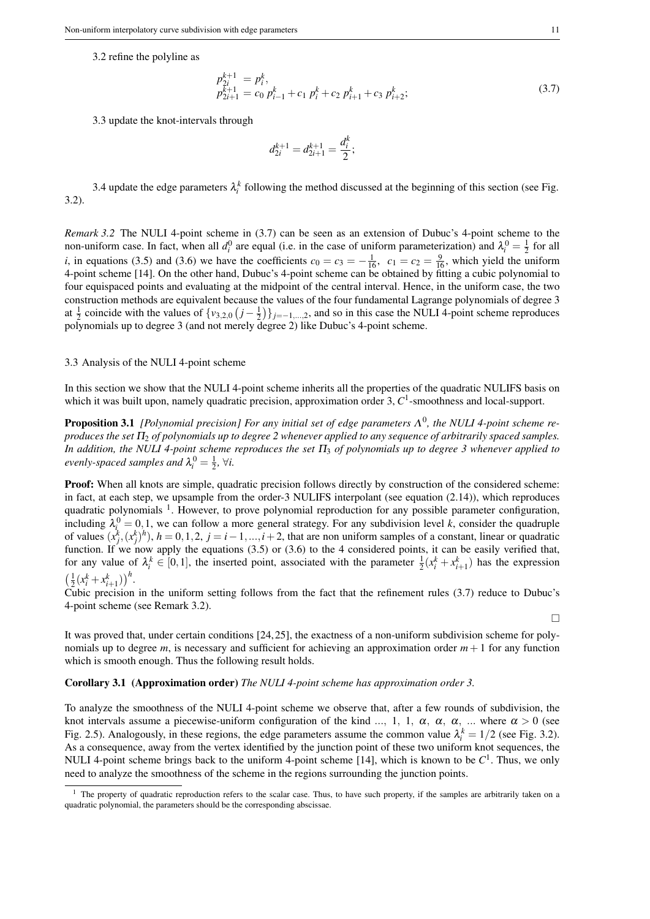3.2 refine the polyline as

$$
\begin{aligned}
p_{2i}^{k+1} &= p_i^k, \\
p_{2i+1}^{k+1} &= c_0\, p_{i-1}^k + c_1\, p_i^k + c_2\, p_{i+1}^k + c_3\, p_{i+2}^k;
\end{aligned}
\tag{3.7}
$$

3.3 update the knot-intervals through

$$
d_{2i}^{k+1} = d_{2i+1}^{k+1} = \frac{d_i^k}{2};
$$

3.4 update the edge parameters $\lambda_i^k$ following the method discussed at the beginning of this section (see Fig. 3.2).

*Remark 3.2* The NULI 4-point scheme in (3.7) can be seen as an extension of Dubuc's 4-point scheme to the non-uniform case. In fact, when all $d_i^0$ are equal (i.e. in the case of uniform parameterization) and $\lambda_i^0 = \frac{1}{2}$ for all $i$, in equations (3.5) and (3.6) we have the coefficients $c_0 = c_3 = -\frac{1}{16}$, $c_1 = c_2 = \frac{9}{16}$, which yield the uniform 4-point scheme [14]. On the other hand, Dubuc's 4-point scheme can be obtained by fitting a cubic polynomial to four equispaced points and evaluating at the midpoint of the central interval. Hence, in the uniform case, the two construction methods are equivalent because the values of the four fundamental Lagrange polynomials of degree 3 at $\frac{1}{2}$ coincide with the values of $\{v_{3,2,0}\left(j-\frac{1}{2}\right)\}_{j=-1,\ldots,2}$, and so in this case the NULI 4-point scheme reproduces polynomials up to degree 3 (and not merely degree 2) like Dubuc's 4-point scheme.

### 3.3 Analysis of the NULI 4-point scheme

In this section we show that the NULI 4-point scheme inherits all the properties of the quadratic NULIFS basis on which it was built upon, namely quadratic precision, approximation order 3, $C^1$-smoothness and local-support.

**Proposition 3.1** *[Polynomial precision] For any initial set of edge parameters $\Lambda^0$, the NULI 4-point scheme reproduces the set $\Pi_2$ of polynomials up to degree 2 whenever applied to any sequence of arbitrarily spaced samples. In addition, the NULI 4-point scheme reproduces the set $\Pi_3$ of polynomials up to degree 3 whenever applied to evenly-spaced samples and $\lambda_i^0 = \frac{1}{2}$, $\forall i$.*

**Proof:** When all knots are simple, quadratic precision follows directly by construction of the considered scheme: in fact, at each step, we upsample from the order-3 NULIFS interpolant (see equation (2.14)), which reproduces quadratic polynomials [1]. However, to prove polynomial reproduction for any possible parameter configuration, including $\lambda_i^0 = 0, 1$, we can follow a more general strategy. For any subdivision level $k$, consider the quadruple of values $(x_j^k, (x_j^k)^h)$, $h = 0, 1, 2$, $j = i-1, \ldots, i+2$, that are non uniform samples of a constant, linear or quadratic function. If we now apply the equations (3.5) or (3.6) to the 4 considered points, it can be easily verified that, for any value of $\lambda_i^k \in [0, 1]$, the inserted point, associated with the parameter $\frac{1}{2}(x_i^k + x_{i+1}^k)$ has the expression $\left(\frac{1}{2}(x_i^k + x_{i+1}^k)\right)^h$.
Cubic precision in the uniform setting follows from the fact that the refinement rules (3.7) reduce to Dubuc's 4-point scheme (see Remark 3.2).

□

It was proved that, under certain conditions [24, 25], the exactness of a non-uniform subdivision scheme for polynomials up to degree $m$, is necessary and sufficient for achieving an approximation order $m+1$ for any function which is smooth enough. Thus the following result holds.

**Corollary 3.1 (Approximation order)** *The NULI 4-point scheme has approximation order 3.*

To analyze the smoothness of the NULI 4-point scheme we observe that, after a few rounds of subdivision, the knot intervals assume a piecewise-uniform configuration of the kind ..., 1, 1, $\alpha$, $\alpha$, $\alpha$, ... where $\alpha > 0$ (see Fig. 2.5). Analogously, in these regions, the edge parameters assume the common value $\lambda_i^k = 1/2$ (see Fig. 3.2). As a consequence, away from the vertex identified by the junction point of these two uniform knot sequences, the NULI 4-point scheme brings back to the uniform 4-point scheme [14], which is known to be $C^1$. Thus, we only need to analyze the smoothness of the scheme in the regions surrounding the junction points.

[1] The property of quadratic reproduction refers to the scalar case. Thus, to have such property, if the samples are arbitrarily taken on a quadratic polynomial, the parameters should be the corresponding abscissae.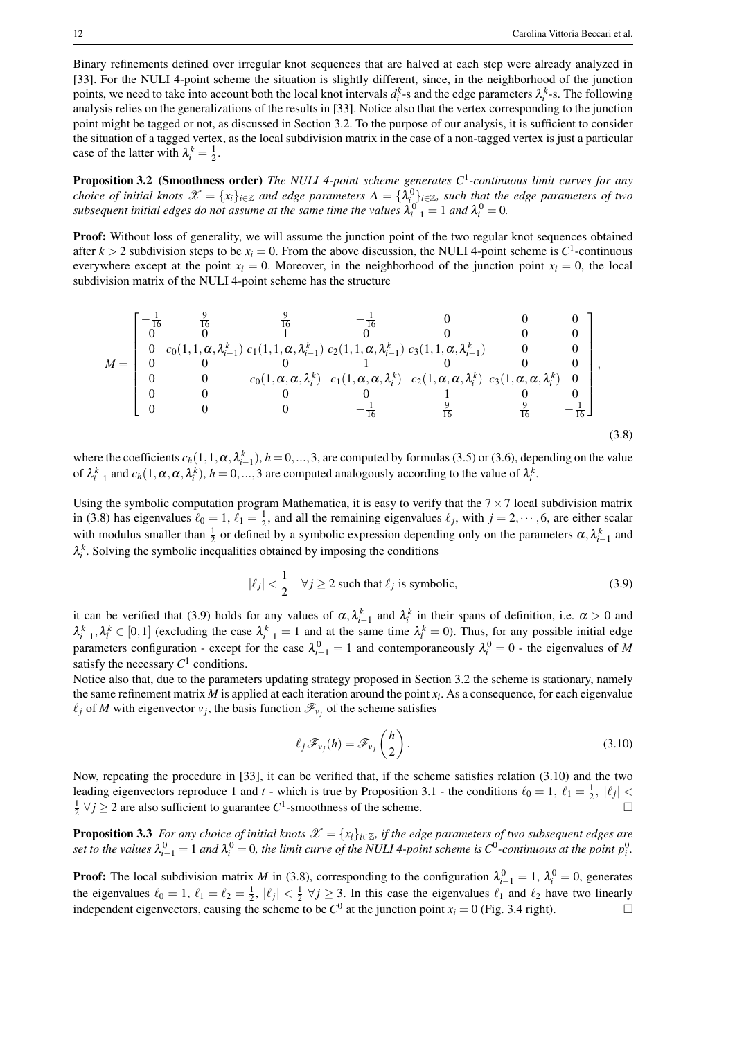Binary refinements defined over irregular knot sequences that are halved at each step were already analyzed in [33]. For the NULI 4-point scheme the situation is slightly different, since, in the neighborhood of the junction points, we need to take into account both the local knot intervals $d_i^k$-s and the edge parameters $\lambda_i^k$-s. The following analysis relies on the generalizations of the results in [33]. Notice also that the vertex corresponding to the junction point might be tagged or not, as discussed in Section 3.2. To the purpose of our analysis, it is sufficient to consider the situation of a tagged vertex, as the local subdivision matrix in the case of a non-tagged vertex is just a particular case of the latter with $\lambda_i^k = \frac{1}{2}$.

**Proposition 3.2 (Smoothness order)** *The NULI 4-point scheme generates $C^1$-continuous limit curves for any choice of initial knots $\mathscr{X} = \{x_i\}_{i\in\mathbb{Z}}$ and edge parameters $\Lambda = \{\lambda_i^0\}_{i\in\mathbb{Z}}$, such that the edge parameters of two subsequent initial edges do not assume at the same time the values $\lambda_{i-1}^0 = 1$ and $\lambda_i^0 = 0$.*

**Proof:** Without loss of generality, we will assume the junction point of the two regular knot sequences obtained after $k > 2$ subdivision steps to be $x_i = 0$. From the above discussion, the NULI 4-point scheme is $C^1$-continuous everywhere except at the point $x_i = 0$. Moreover, in the neighborhood of the junction point $x_i = 0$, the local subdivision matrix of the NULI 4-point scheme has the structure

$$M = \begin{bmatrix} -\frac{1}{16} & \frac{9}{16} & \frac{9}{16} & -\frac{1}{16} & 0 & 0 & 0 \\ 0 & 0 & 1 & 0 & 0 & 0 & 0 \\ 0 & c_0(1,1,\alpha,\lambda_{i-1}^k) & c_1(1,1,\alpha,\lambda_{i-1}^k) & c_2(1,1,\alpha,\lambda_{i-1}^k) & c_3(1,1,\alpha,\lambda_{i-1}^k) & 0 & 0 \\ 0 & 0 & 0 & 1 & 0 & 0 & 0 \\ 0 & 0 & c_0(1,\alpha,\alpha,\lambda_i^k) & c_1(1,\alpha,\alpha,\lambda_i^k) & c_2(1,\alpha,\alpha,\lambda_i^k) & c_3(1,\alpha,\alpha,\lambda_i^k) & 0 \\ 0 & 0 & 0 & 0 & 1 & 0 & 0 \\ 0 & 0 & 0 & -\frac{1}{16} & \frac{9}{16} & \frac{9}{16} & -\frac{1}{16} \end{bmatrix}, \tag{3.8}$$

where the coefficients $c_h(1,1,\alpha,\lambda_{i-1}^k)$, $h = 0,...,3$, are computed by formulas (3.5) or (3.6), depending on the value of $\lambda_{i-1}^k$ and $c_h(1,\alpha,\alpha,\lambda_i^k)$, $h = 0,...,3$ are computed analogously according to the value of $\lambda_i^k$.

Using the symbolic computation program Mathematica, it is easy to verify that the $7\times 7$ local subdivision matrix in (3.8) has eigenvalues $\ell_0 = 1$, $\ell_1 = \frac{1}{2}$, and all the remaining eigenvalues $\ell_j$, with $j = 2,\cdots,6$, are either scalar with modulus smaller than $\frac{1}{2}$ or defined by a symbolic expression depending only on the parameters $\alpha, \lambda_{i-1}^k$ and $\lambda_i^k$. Solving the symbolic inequalities obtained by imposing the conditions

$$|\ell_j| < \frac{1}{2} \quad \forall j \geq 2 \text{ such that } \ell_j \text{ is symbolic,} \tag{3.9}$$

it can be verified that (3.9) holds for any values of $\alpha, \lambda_{i-1}^k$ and $\lambda_i^k$ in their spans of definition, i.e. $\alpha > 0$ and $\lambda_{i-1}^k, \lambda_i^k \in [0,1]$ (excluding the case $\lambda_{i-1}^k = 1$ and at the same time $\lambda_i^k = 0$). Thus, for any possible initial edge parameters configuration - except for the case $\lambda_{i-1}^0 = 1$ and contemporaneously $\lambda_i^0 = 0$ - the eigenvalues of $M$ satisfy the necessary $C^1$ conditions.

Notice also that, due to the parameters updating strategy proposed in Section 3.2 the scheme is stationary, namely the same refinement matrix $M$ is applied at each iteration around the point $x_i$. As a consequence, for each eigenvalue $\ell_j$ of $M$ with eigenvector $v_j$, the basis function $\mathscr{F}_{v_j}$ of the scheme satisfies

$$\ell_j \mathscr{F}_{v_j}(h) = \mathscr{F}_{v_j}\left(\frac{h}{2}\right). \tag{3.10}$$

Now, repeating the procedure in [33], it can be verified that, if the scheme satisfies relation (3.10) and the two leading eigenvectors reproduce 1 and $t$ - which is true by Proposition 3.1 - the conditions $\ell_0 = 1,\ \ell_1 = \frac{1}{2},\ |\ell_j| < \frac{1}{2}\ \forall j \geq 2$ are also sufficient to guarantee $C^1$-smoothness of the scheme. □

**Proposition 3.3** *For any choice of initial knots $\mathscr{X} = \{x_i\}_{i\in\mathbb{Z}}$, if the edge parameters of two subsequent edges are set to the values $\lambda_{i-1}^0 = 1$ and $\lambda_i^0 = 0$, the limit curve of the NULI 4-point scheme is $C^0$-continuous at the point $p_i^0$.*

**Proof:** The local subdivision matrix $M$ in (3.8), corresponding to the configuration $\lambda_{i-1}^0 = 1$, $\lambda_i^0 = 0$, generates the eigenvalues $\ell_0 = 1$, $\ell_1 = \ell_2 = \frac{1}{2}$, $|\ell_j| < \frac{1}{2}\ \forall j \geq 3$. In this case the eigenvalues $\ell_1$ and $\ell_2$ have two linearly independent eigenvectors, causing the scheme to be $C^0$ at the junction point $x_i = 0$ (Fig. 3.4 right). □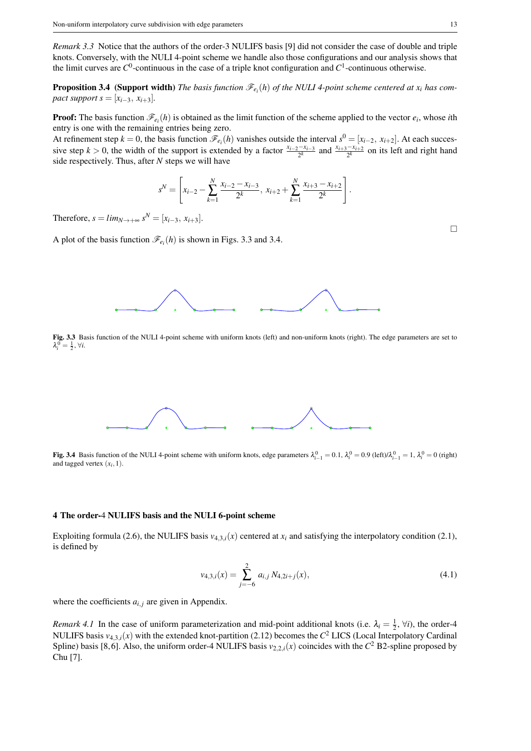*Remark 3.3* Notice that the authors of the order-3 NULIFS basis [9] did not consider the case of double and triple knots. Conversely, with the NULI 4-point scheme we handle also those configurations and our analysis shows that the limit curves are $C^0$-continuous in the case of a triple knot configuration and $C^1$-continuous otherwise.

**Proposition 3.4 (Support width)** *The basis function $\mathscr{F}_{e_i}(h)$ of the NULI 4-point scheme centered at $x_i$ has compact support $s = [x_{i-3},\ x_{i+3}]$.*

**Proof:** The basis function $\mathscr{F}_{e_i}(h)$ is obtained as the limit function of the scheme applied to the vector $e_i$, whose $i$th entry is one with the remaining entries being zero.
At refinement step $k = 0$, the basis function $\mathscr{F}_{e_i}(h)$ vanishes outside the interval $s^0 = [x_{i-2},\ x_{i+2}]$. At each successive step $k > 0$, the width of the support is extended by a factor $\frac{x_{i-2}-x_{i-3}}{2^k}$ and $\frac{x_{i+3}-x_{i+2}}{2^k}$ on its left and right hand side respectively. Thus, after $N$ steps we will have

$$s^N = \left[ x_{i-2} - \sum_{k=1}^{N} \frac{x_{i-2}-x_{i-3}}{2^k},\ x_{i+2} + \sum_{k=1}^{N} \frac{x_{i+3}-x_{i+2}}{2^k} \right].$$

Therefore, $s = lim_{N \to +\infty}\, s^N = [x_{i-3},\ x_{i+3}]$.

□

A plot of the basis function $\mathscr{F}_{e_i}(h)$ is shown in Figs. 3.3 and 3.4.

**Fig. 3.3** Basis function of the NULI 4-point scheme with uniform knots (left) and non-uniform knots (right). The edge parameters are set to $\lambda_i^0 = \frac{1}{2}$, $\forall i$.

**Fig. 3.4** Basis function of the NULI 4-point scheme with uniform knots, edge parameters $\lambda_{i-1}^0 = 0.1$, $\lambda_i^0 = 0.9$ (left)/$\lambda_{i-1}^0 = 1$, $\lambda_i^0 = 0$ (right) and tagged vertex $(x_i, 1)$.

## 4 The order-4 NULIFS basis and the NULI 6-point scheme

Exploiting formula (2.6), the NULIFS basis $v_{4,3,i}(x)$ centered at $x_i$ and satisfying the interpolatory condition (2.1), is defined by

$$v_{4,3,i}(x) = \sum_{j=-6}^{2} a_{i,j}\, N_{4,2i+j}(x), \tag{4.1}$$

where the coefficients $a_{i,j}$ are given in Appendix.

*Remark 4.1* In the case of uniform parameterization and mid-point additional knots (i.e. $\lambda_i = \frac{1}{2}$, $\forall i$), the order-4 NULIFS basis $v_{4,3,i}(x)$ with the extended knot-partition (2.12) becomes the $C^2$ LICS (Local Interpolatory Cardinal Spline) basis [8, 6]. Also, the uniform order-4 NULIFS basis $v_{2,2,i}(x)$ coincides with the $C^2$ B2-spline proposed by Chu [7].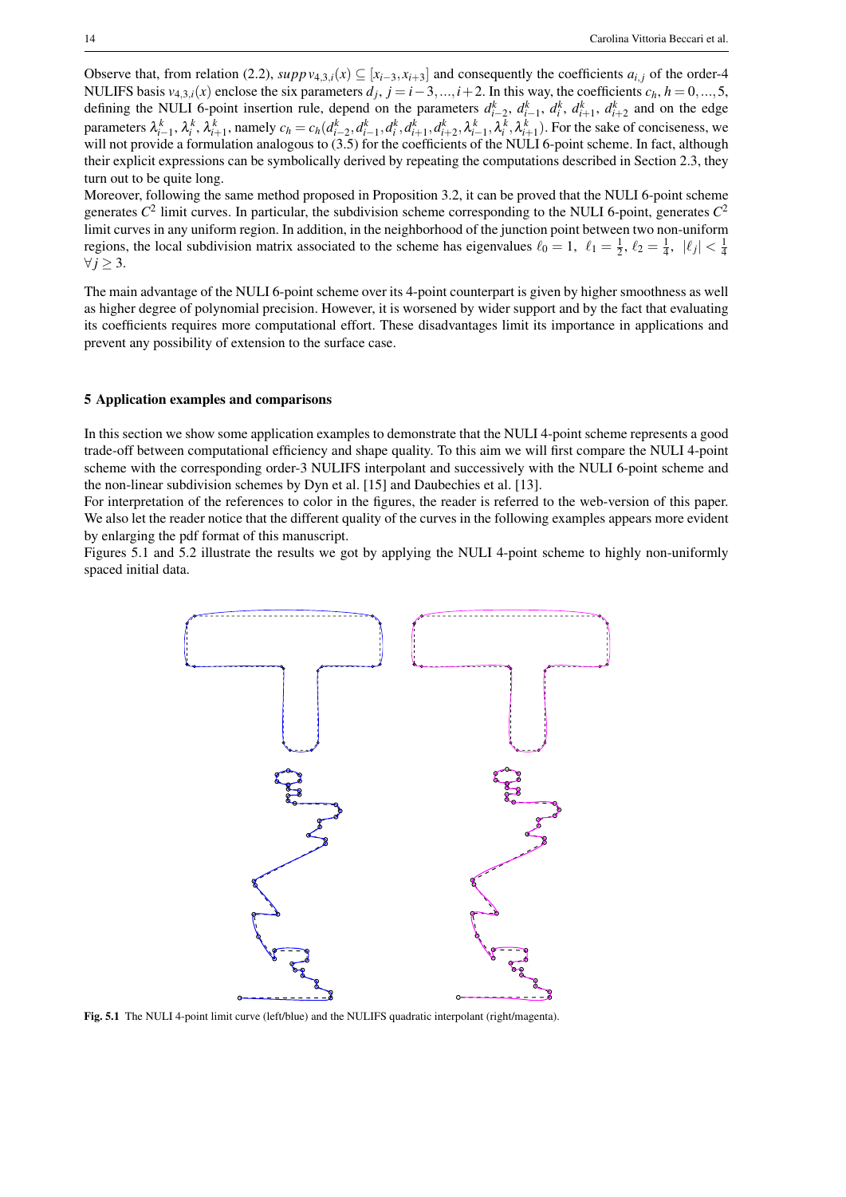Observe that, from relation (2.2), $supp\, v_{4,3,i}(x) \subseteq [x_{i-3}, x_{i+3}]$ and consequently the coefficients $a_{i,j}$ of the order-4 NULIFS basis $v_{4,3,i}(x)$ enclose the six parameters $d_j$, $j = i-3, ..., i+2$. In this way, the coefficients $c_h$, $h = 0, ..., 5$, defining the NULI 6-point insertion rule, depend on the parameters $d^k_{i-2}$, $d^k_{i-1}$, $d^k_i$, $d^k_{i+1}$, $d^k_{i+2}$ and on the edge parameters $\lambda^k_{i-1}$, $\lambda^k_i$, $\lambda^k_{i+1}$, namely $c_h = c_h(d^k_{i-2}, d^k_{i-1}, d^k_i, d^k_{i+1}, d^k_{i+2}, \lambda^k_{i-1}, \lambda^k_i, \lambda^k_{i+1})$. For the sake of conciseness, we will not provide a formulation analogous to (3.5) for the coefficients of the NULI 6-point scheme. In fact, although their explicit expressions can be symbolically derived by repeating the computations described in Section 2.3, they turn out to be quite long.

Moreover, following the same method proposed in Proposition 3.2, it can be proved that the NULI 6-point scheme generates $C^2$ limit curves. In particular, the subdivision scheme corresponding to the NULI 6-point, generates $C^2$ limit curves in any uniform region. In addition, in the neighborhood of the junction point between two non-uniform regions, the local subdivision matrix associated to the scheme has eigenvalues $\ell_0 = 1$, $\ell_1 = \frac{1}{2}$, $\ell_2 = \frac{1}{4}$, $|\ell_j| < \frac{1}{4}$ $\forall j \geq 3$.

The main advantage of the NULI 6-point scheme over its 4-point counterpart is given by higher smoothness as well as higher degree of polynomial precision. However, it is worsened by wider support and by the fact that evaluating its coefficients requires more computational effort. These disadvantages limit its importance in applications and prevent any possibility of extension to the surface case.

## 5 Application examples and comparisons

In this section we show some application examples to demonstrate that the NULI 4-point scheme represents a good trade-off between computational efficiency and shape quality. To this aim we will first compare the NULI 4-point scheme with the corresponding order-3 NULIFS interpolant and successively with the NULI 6-point scheme and the non-linear subdivision schemes by Dyn et al. [15] and Daubechies et al. [13].

For interpretation of the references to color in the figures, the reader is referred to the web-version of this paper. We also let the reader notice that the different quality of the curves in the following examples appears more evident by enlarging the pdf format of this manuscript.

Figures 5.1 and 5.2 illustrate the results we got by applying the NULI 4-point scheme to highly non-uniformly spaced initial data.

**Fig. 5.1** The NULI 4-point limit curve (left/blue) and the NULIFS quadratic interpolant (right/magenta).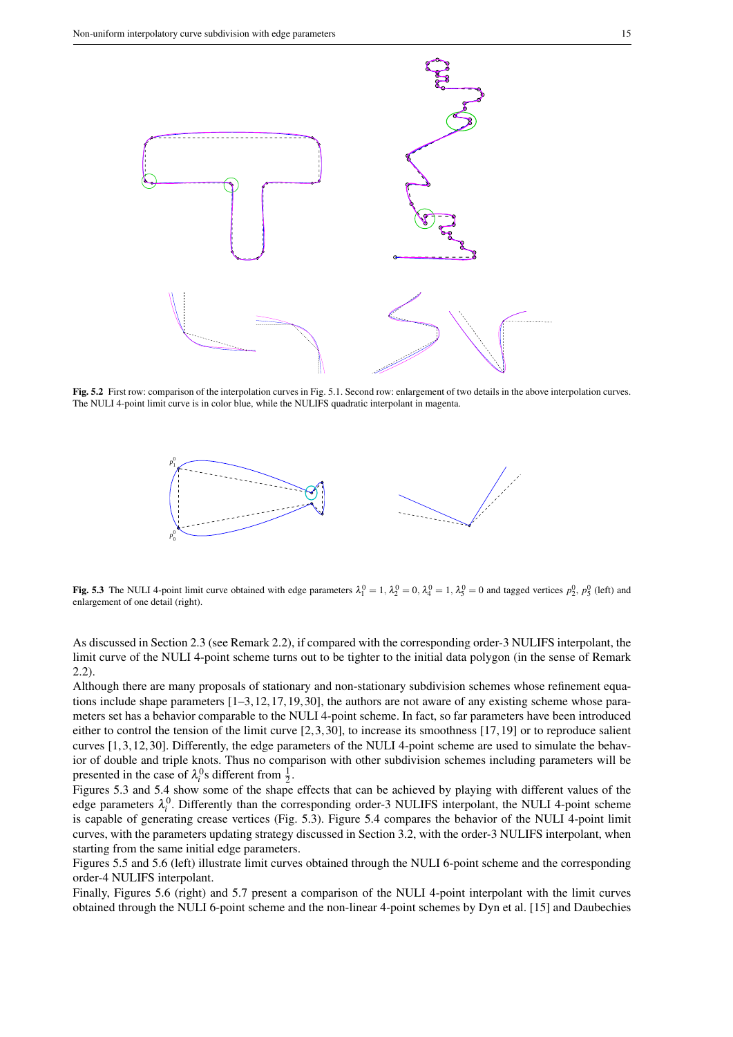$p_1^0$

$p_0^0$

**Fig. 5.2** First row: comparison of the interpolation curves in Fig. 5.1. Second row: enlargement of two details in the above interpolation curves. The NULI 4-point limit curve is in color blue, while the NULIFS quadratic interpolant in magenta.

**Fig. 5.3** The NULI 4-point limit curve obtained with edge parameters $\lambda_1^0 = 1$, $\lambda_2^0 = 0$, $\lambda_4^0 = 1$, $\lambda_5^0 = 0$ and tagged vertices $p_2^0$, $p_5^0$ (left) and enlargement of one detail (right).

As discussed in Section 2.3 (see Remark 2.2), if compared with the corresponding order-3 NULIFS interpolant, the limit curve of the NULI 4-point scheme turns out to be tighter to the initial data polygon (in the sense of Remark 2.2).

Although there are many proposals of stationary and non-stationary subdivision schemes whose refinement equations include shape parameters [1–3,12,17,19,30], the authors are not aware of any existing scheme whose parameters set has a behavior comparable to the NULI 4-point scheme. In fact, so far parameters have been introduced either to control the tension of the limit curve [2,3,30], to increase its smoothness [17,19] or to reproduce salient curves [1,3,12,30]. Differently, the edge parameters of the NULI 4-point scheme are used to simulate the behavior of double and triple knots. Thus no comparison with other subdivision schemes including parameters will be presented in the case of $\lambda_i^0$s different from $\frac{1}{2}$.

Figures 5.3 and 5.4 show some of the shape effects that can be achieved by playing with different values of the edge parameters $\lambda_i^0$. Differently than the corresponding order-3 NULIFS interpolant, the NULI 4-point scheme is capable of generating crease vertices (Fig. 5.3). Figure 5.4 compares the behavior of the NULI 4-point limit curves, with the parameters updating strategy discussed in Section 3.2, with the order-3 NULIFS interpolant, when starting from the same initial edge parameters.

Figures 5.5 and 5.6 (left) illustrate limit curves obtained through the NULI 6-point scheme and the corresponding order-4 NULIFS interpolant.

Finally, Figures 5.6 (right) and 5.7 present a comparison of the NULI 4-point interpolant with the limit curves obtained through the NULI 6-point scheme and the non-linear 4-point schemes by Dyn et al. [15] and Daubechies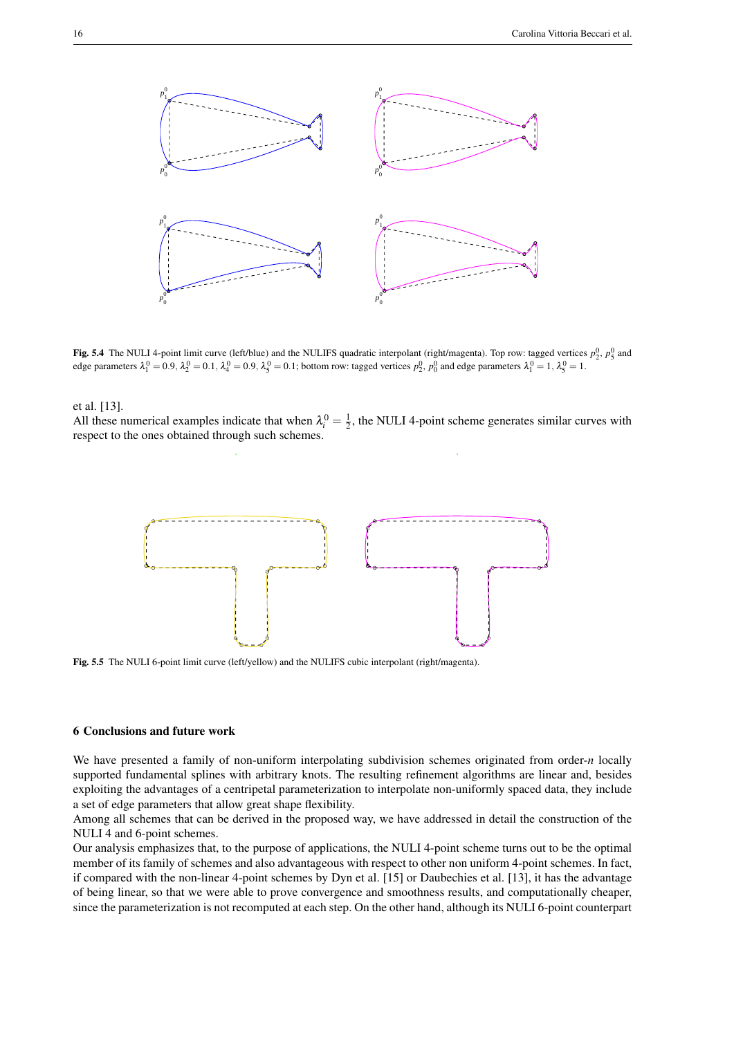$p_1^0$

$p_0^0$

$p_1^0$

$p_0^0$

$p_1^0$

$p_0^0$

$p_1^0$

$p_0^0$

**Fig. 5.4** The NULI 4-point limit curve (left/blue) and the NULIFS quadratic interpolant (right/magenta). Top row: tagged vertices $p_2^0$, $p_5^0$ and edge parameters $\lambda_1^0 = 0.9$, $\lambda_2^0 = 0.1$, $\lambda_4^0 = 0.9$, $\lambda_5^0 = 0.1$; bottom row: tagged vertices $p_2^0$, $p_0^0$ and edge parameters $\lambda_1^0 = 1$, $\lambda_5^0 = 1$.

et al. [13].
All these numerical examples indicate that when $\lambda_i^0 = \frac{1}{2}$, the NULI 4-point scheme generates similar curves with respect to the ones obtained through such schemes.

**Fig. 5.5** The NULI 6-point limit curve (left/yellow) and the NULIFS cubic interpolant (right/magenta).

## 6 Conclusions and future work

We have presented a family of non-uniform interpolating subdivision schemes originated from order-$n$ locally supported fundamental splines with arbitrary knots. The resulting refinement algorithms are linear and, besides exploiting the advantages of a centripetal parameterization to interpolate non-uniformly spaced data, they include a set of edge parameters that allow great shape flexibility.
Among all schemes that can be derived in the proposed way, we have addressed in detail the construction of the NULI 4 and 6-point schemes.
Our analysis emphasizes that, to the purpose of applications, the NULI 4-point scheme turns out to be the optimal member of its family of schemes and also advantageous with respect to other non uniform 4-point schemes. In fact, if compared with the non-linear 4-point schemes by Dyn et al. [15] or Daubechies et al. [13], it has the advantage of being linear, so that we were able to prove convergence and smoothness results, and computationally cheaper, since the parameterization is not recomputed at each step. On the other hand, although its NULI 6-point counterpart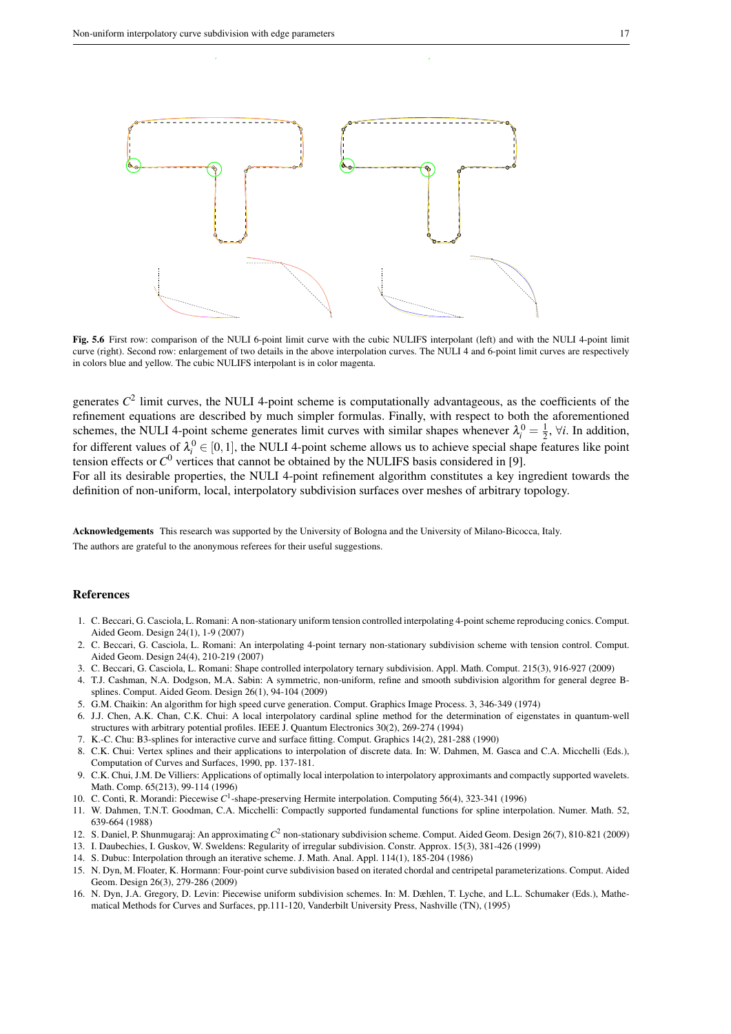Fig. 5.6 First row: comparison of the NULI 6-point limit curve with the cubic NULIFS interpolant (left) and with the NULI 4-point limit curve (right). Second row: enlargement of two details in the above interpolation curves. The NULI 4 and 6-point limit curves are respectively in colors blue and yellow. The cubic NULIFS interpolant is in color magenta.

generates $C^2$ limit curves, the NULI 4-point scheme is computationally advantageous, as the coefficients of the refinement equations are described by much simpler formulas. Finally, with respect to both the aforementioned schemes, the NULI 4-point scheme generates limit curves with similar shapes whenever $\lambda_i^0 = \frac{1}{2}$, $\forall i$. In addition, for different values of $\lambda_i^0 \in [0,1]$, the NULI 4-point scheme allows us to achieve special shape features like point tension effects or $C^0$ vertices that cannot be obtained by the NULIFS basis considered in [9].
For all its desirable properties, the NULI 4-point refinement algorithm constitutes a key ingredient towards the definition of non-uniform, local, interpolatory subdivision surfaces over meshes of arbitrary topology.

**Acknowledgements** This research was supported by the University of Bologna and the University of Milano-Bicocca, Italy. The authors are grateful to the anonymous referees for their useful suggestions.

## References

1. C. Beccari, G. Casciola, L. Romani: A non-stationary uniform tension controlled interpolating 4-point scheme reproducing conics. Comput. Aided Geom. Design 24(1), 1-9 (2007)
2. C. Beccari, G. Casciola, L. Romani: An interpolating 4-point ternary non-stationary subdivision scheme with tension control. Comput. Aided Geom. Design 24(4), 210-219 (2007)
3. C. Beccari, G. Casciola, L. Romani: Shape controlled interpolatory ternary subdivision. Appl. Math. Comput. 215(3), 916-927 (2009)
4. T.J. Cashman, N.A. Dodgson, M.A. Sabin: A symmetric, non-uniform, refine and smooth subdivision algorithm for general degree B-splines. Comput. Aided Geom. Design 26(1), 94-104 (2009)
5. G.M. Chaikin: An algorithm for high speed curve generation. Comput. Graphics Image Process. 3, 346-349 (1974)
6. J.J. Chen, A.K. Chan, C.K. Chui: A local interpolatory cardinal spline method for the determination of eigenstates in quantum-well structures with arbitrary potential profiles. IEEE J. Quantum Electronics 30(2), 269-274 (1994)
7. K.-C. Chu: B3-splines for interactive curve and surface fitting. Comput. Graphics 14(2), 281-288 (1990)
8. C.K. Chui: Vertex splines and their applications to interpolation of discrete data. In: W. Dahmen, M. Gasca and C.A. Micchelli (Eds.), Computation of Curves and Surfaces, 1990, pp. 137-181.
9. C.K. Chui, J.M. De Villiers: Applications of optimally local interpolation to interpolatory approximants and compactly supported wavelets. Math. Comp. 65(213), 99-114 (1996)
10. C. Conti, R. Morandi: Piecewise $C^1$-shape-preserving Hermite interpolation. Computing 56(4), 323-341 (1996)
11. W. Dahmen, T.N.T. Goodman, C.A. Micchelli: Compactly supported fundamental functions for spline interpolation. Numer. Math. 52, 639-664 (1988)
12. S. Daniel, P. Shunmugaraj: An approximating $C^2$ non-stationary subdivision scheme. Comput. Aided Geom. Design 26(7), 810-821 (2009)
13. I. Daubechies, I. Guskov, W. Sweldens: Regularity of irregular subdivision. Constr. Approx. 15(3), 381-426 (1999)
14. S. Dubuc: Interpolation through an iterative scheme. J. Math. Anal. Appl. 114(1), 185-204 (1986)
15. N. Dyn, M. Floater, K. Hormann: Four-point curve subdivision based on iterated chordal and centripetal parameterizations. Comput. Aided Geom. Design 26(3), 279-286 (2009)
16. N. Dyn, J.A. Gregory, D. Levin: Piecewise uniform subdivision schemes. In: M. Dæhlen, T. Lyche, and L.L. Schumaker (Eds.), Mathematical Methods for Curves and Surfaces, pp.111-120, Vanderbilt University Press, Nashville (TN), (1995)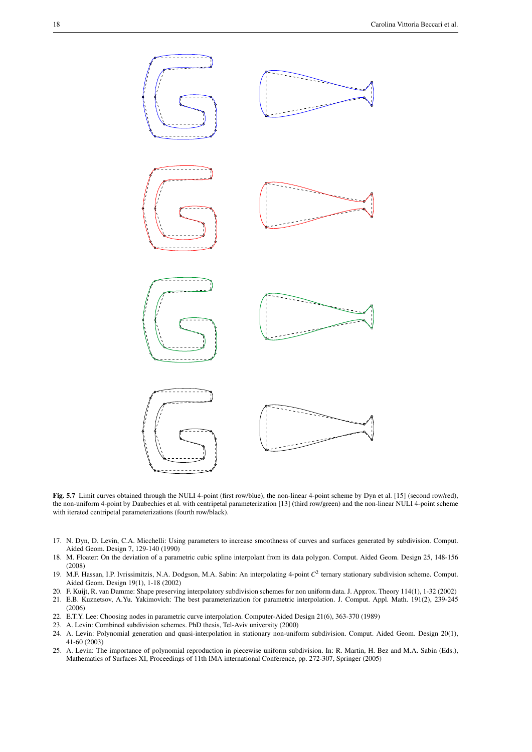**Fig. 5.7** Limit curves obtained through the NULI 4-point (first row/blue), the non-linear 4-point scheme by Dyn et al. [15] (second row/red), the non-uniform 4-point by Daubechies et al. with centripetal parameterization [13] (third row/green) and the non-linear NULI 4-point scheme with iterated centripetal parameterizations (fourth row/black).

17. N. Dyn, D. Levin, C.A. Micchelli: Using parameters to increase smoothness of curves and surfaces generated by subdivision. Comput. Aided Geom. Design 7, 129-140 (1990)
18. M. Floater: On the deviation of a parametric cubic spline interpolant from its data polygon. Comput. Aided Geom. Design 25, 148-156 (2008)
19. M.F. Hassan, I.P. Ivrissimitzis, N.A. Dodgson, M.A. Sabin: An interpolating 4-point $C^2$ ternary stationary subdivision scheme. Comput. Aided Geom. Design 19(1), 1-18 (2002)
20. F. Kuijt, R. van Damme: Shape preserving interpolatory subdivision schemes for non uniform data. J. Approx. Theory 114(1), 1-32 (2002)
21. E.B. Kuznetsov, A.Yu. Yakimovich: The best parameterization for parametric interpolation. J. Comput. Appl. Math. 191(2), 239-245 (2006)
22. E.T.Y. Lee: Choosing nodes in parametric curve interpolation. Computer-Aided Design 21(6), 363-370 (1989)
23. A. Levin: Combined subdivision schemes. PhD thesis, Tel-Aviv university (2000)
24. A. Levin: Polynomial generation and quasi-interpolation in stationary non-uniform subdivision. Comput. Aided Geom. Design 20(1), 41-60 (2003)
25. A. Levin: The importance of polynomial reproduction in piecewise uniform subdivision. In: R. Martin, H. Bez and M.A. Sabin (Eds.), Mathematics of Surfaces XI, Proceedings of 11th IMA international Conference, pp. 272-307, Springer (2005)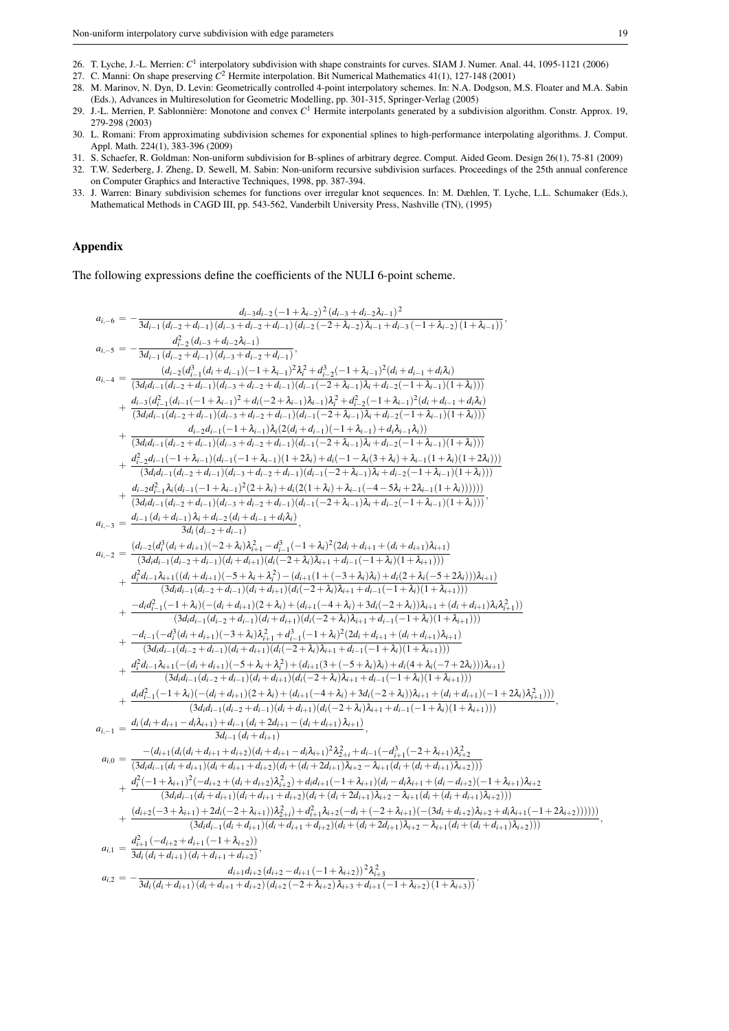26. T. Lyche, J.-L. Merrien: $C^1$ interpolatory subdivision with shape constraints for curves. SIAM J. Numer. Anal. 44, 1095-1121 (2006)
27. C. Manni: On shape preserving $C^2$ Hermite interpolation. Bit Numerical Mathematics 41(1), 127-148 (2001)
28. M. Marinov, N. Dyn, D. Levin: Geometrically controlled 4-point interpolatory schemes. In: N.A. Dodgson, M.S. Floater and M.A. Sabin (Eds.), Advances in Multiresolution for Geometric Modelling, pp. 301-315, Springer-Verlag (2005)
29. J.-L. Merrien, P. Sablonnière: Monotone and convex $C^1$ Hermite interpolants generated by a subdivision algorithm. Constr. Approx. 19, 279-298 (2003)
30. L. Romani: From approximating subdivision schemes for exponential splines to high-performance interpolating algorithms. J. Comput. Appl. Math. 224(1), 383-396 (2009)
31. S. Schaefer, R. Goldman: Non-uniform subdivision for B-splines of arbitrary degree. Comput. Aided Geom. Design 26(1), 75-81 (2009)
32. T.W. Sederberg, J. Zheng, D. Sewell, M. Sabin: Non-uniform recursive subdivision surfaces. Proceedings of the 25th annual conference on Computer Graphics and Interactive Techniques, 1998, pp. 387-394.
33. J. Warren: Binary subdivision schemes for functions over irregular knot sequences. In: M. Dæhlen, T. Lyche, L.L. Schumaker (Eds.), Mathematical Methods in CAGD III, pp. 543-562, Vanderbilt University Press, Nashville (TN), (1995)

## Appendix

The following expressions define the coefficients of the NULI 6-point scheme.

$$
\begin{aligned}
a_{i,-6} &= -\frac{d_{i-3}d_{i-2}(-1+\lambda_{i-2})^2(d_{i-3}+d_{i-2}\lambda_{i-1})^2}{3d_{i-1}(d_{i-2}+d_{i-1})(d_{i-3}+d_{i-2}+d_{i-1})(d_{i-2}(-2+\lambda_{i-2})\lambda_{i-1}+d_{i-3}(-1+\lambda_{i-2})(1+\lambda_{i-1}))},\\
a_{i,-5} &= -\frac{d_{i-2}^2(d_{i-3}+d_{i-2}\lambda_{i-1})}{3d_{i-1}(d_{i-2}+d_{i-1})(d_{i-3}+d_{i-2}+d_{i-1})},\\
a_{i,-4} &= \frac{(d_{i-2}(d_{i-1}^3(d_i+d_{i-1})(-1+\lambda_{i-1})^2\lambda_i^2+d_{i-2}^3(-1+\lambda_{i-1})^2(d_i+d_{i-1}+d_i\lambda_i)}{(3d_id_{i-1}(d_{i-2}+d_{i-1})(d_{i-3}+d_{i-2}+d_{i-1})(d_{i-1}(-2+\lambda_{i-1})\lambda_i+d_{i-2}(-1+\lambda_{i-1})(1+\lambda_i)))}\\
&+\frac{d_{i-3}(d_{i-1}^2(d_{i-1}(-1+\lambda_{i-1})^2+d_i(-2+\lambda_{i-1})\lambda_{i-1})\lambda_i^2+d_{i-2}^2(-1+\lambda_{i-1})^2(d_i+d_{i-1}+d_i\lambda_i)}{(3d_id_{i-1}(d_{i-2}+d_{i-1})(d_{i-3}+d_{i-2}+d_{i-1})(d_{i-1}(-2+\lambda_{i-1})\lambda_i+d_{i-2}(-1+\lambda_{i-1})(1+\lambda_i)))}\\
&+\frac{d_{i-2}d_{i-1}(-1+\lambda_{i-1})\lambda_i(2(d_i+d_{i-1})(-1+\lambda_{i-1})+d_i\lambda_{i-1}\lambda_i))}{(3d_id_{i-1}(d_{i-2}+d_{i-1})(d_{i-3}+d_{i-2}+d_{i-1})(d_{i-1}(-2+\lambda_{i-1})\lambda_i+d_{i-2}(-1+\lambda_{i-1})(1+\lambda_i)))}\\
&+\frac{d_{i-2}^2d_{i-1}(-1+\lambda_{i-1})(d_{i-1}(-1+\lambda_{i-1})(1+2\lambda_i)+d_i(-1-\lambda_i(3+\lambda_i)+\lambda_{i-1}(1+\lambda_i)(1+2\lambda_i)))}{(3d_id_{i-1}(d_{i-2}+d_{i-1})(d_{i-3}+d_{i-2}+d_{i-1})(d_{i-1}(-2+\lambda_{i-1})\lambda_i+d_{i-2}(-1+\lambda_{i-1})(1+\lambda_i)))}\\
&+\frac{d_{i-2}d_{i-1}^2\lambda_i(d_{i-1}(-1+\lambda_{i-1})^2(2+\lambda_i)+d_i(2(1+\lambda_i)+\lambda_{i-1}(-4-5\lambda_i+2\lambda_{i-1}(1+\lambda_i))))))}{(3d_id_{i-1}(d_{i-2}+d_{i-1})(d_{i-3}+d_{i-2}+d_{i-1})(d_{i-1}(-2+\lambda_{i-1})\lambda_i+d_{i-2}(-1+\lambda_{i-1})(1+\lambda_i)))},\\
a_{i,-3} &= \frac{d_{i-1}(d_i+d_{i-1})\lambda_i+d_{i-2}(d_i+d_{i-1}+d_i\lambda_i)}{3d_i(d_{i-2}+d_{i-1})},\\
a_{i,-2} &= \frac{(d_{i-2}(d_i^3(d_i+d_{i+1})(-2+\lambda_i)\lambda_{i+1}^2-d_{i-1}^3(-1+\lambda_i)^2(2d_i+d_{i+1}+(d_i+d_{i+1})\lambda_{i+1})}{(3d_id_{i-1}(d_{i-2}+d_{i-1})(d_i+d_{i+1})(d_i(-2+\lambda_i)\lambda_{i+1}+d_{i-1}(-1+\lambda_i)(1+\lambda_{i+1})))}\\
&+\frac{d_i^2d_{i-1}\lambda_{i+1}((d_i+d_{i+1})(-5+\lambda_i+\lambda_i^2)-(d_{i+1}(1+(-3+\lambda_i)\lambda_i)+d_i(2+\lambda_i(-5+2\lambda_i)))\lambda_{i+1})}{(3d_id_{i-1}(d_{i-2}+d_{i-1})(d_i+d_{i+1})(d_i(-2+\lambda_i)\lambda_{i+1}+d_{i-1}(-1+\lambda_i)(1+\lambda_{i+1})))}\\
&+\frac{-d_id_{i-1}^2(-1+\lambda_i)(-(d_i+d_{i+1})(2+\lambda_i)+(d_{i+1}(-4+\lambda_i)+3d_i(-2+\lambda_i))\lambda_{i+1}+(d_i+d_{i+1})\lambda_i\lambda_{i+1}^2))}{(3d_id_{i-1}(d_{i-2}+d_{i-1})(d_i+d_{i+1})(d_i(-2+\lambda_i)\lambda_{i+1}+d_{i-1}(-1+\lambda_i)(1+\lambda_{i+1})))}\\
&+\frac{-d_{i-1}(-d_i^3(d_i+d_{i+1})(-3+\lambda_i)\lambda_{i+1}^2+d_{i-1}^3(-1+\lambda_i)^2(2d_i+d_{i+1}+(d_i+d_{i+1})\lambda_{i+1})}{(3d_id_{i-1}(d_{i-2}+d_{i-1})(d_i+d_{i+1})(d_i(-2+\lambda_i)\lambda_{i+1}+d_{i-1}(-1+\lambda_i)(1+\lambda_{i+1})))}\\
&+\frac{d_i^2d_{i-1}\lambda_{i+1}(-(d_i+d_{i+1})(-5+\lambda_i+\lambda_i^2)+(d_{i+1}(3+(-5+\lambda_i)\lambda_i)+d_i(4+\lambda_i(-7+2\lambda_i)))\lambda_{i+1})}{(3d_id_{i-1}(d_{i-2}+d_{i-1})(d_i+d_{i+1})(d_i(-2+\lambda_i)\lambda_{i+1}+d_{i-1}(-1+\lambda_i)(1+\lambda_{i+1})))}\\
&+\frac{d_id_{i-1}^2(-1+\lambda_i)(-(d_i+d_{i+1})(2+\lambda_i)+(d_{i+1}(-4+\lambda_i)+3d_i(-2+\lambda_i))\lambda_{i+1}+(d_i+d_{i+1})(-1+2\lambda_i)\lambda_{i+1}^2)))}{(3d_id_{i-1}(d_{i-2}+d_{i-1})(d_i+d_{i+1})(d_i(-2+\lambda_i)\lambda_{i+1}+d_{i-1}(-1+\lambda_i)(1+\lambda_{i+1})))},\\
a_{i,-1} &= \frac{d_i(d_i+d_{i+1}-d_i\lambda_{i+1})+d_{i-1}(d_i+2d_{i+1}-(d_i+d_{i+1})\lambda_{i+1})}{3d_{i-1}(d_i+d_{i+1})},\\
a_{i,0} &= \frac{-(d_{i+1}(d_i(d_i+d_{i+1}+d_{i+2})(d_i+d_{i+1}-d_i\lambda_{i+1})^2\lambda_{2+i}^2+d_{i-1}(-d_{i+1}^3(-2+\lambda_{i+1})\lambda_{i+2}^2}{(3d_id_{i-1}(d_i+d_{i+1})(d_i+d_{i+1}+d_{i+2})(d_i+(d_i+2d_{i+1})\lambda_{i+2}-\lambda_{i+1}(d_i+(d_i+d_{i+1})\lambda_{i+2})))}\\
&+\frac{d_i^2(-1+\lambda_{i+1})^2(-d_{i+2}+(d_i+d_{i+2})\lambda_{2+i}^2)+d_id_{i+1}(-1+\lambda_{i+1})(d_i-d_i\lambda_{i+1}+(d_i-d_{i+2})(-1+\lambda_{i+1})\lambda_{i+2}}{(3d_id_{i-1}(d_i+d_{i+1})(d_i+d_{i+1}+d_{i+2})(d_i+(d_i+2d_{i+1})\lambda_{i+2}-\lambda_{i+1}(d_i+(d_i+d_{i+1})\lambda_{i+2})))}\\
&+\frac{(d_{i+2}(-3+\lambda_{i+1})+2d_i(-2+\lambda_{i+1}))\lambda_{2+i}^2)+d_{i+1}^2\lambda_{i+2}(-d_i+(-2+\lambda_{i+1})(-(3d_i+d_{i+2})\lambda_{i+2}+d_i\lambda_{i+1}(-1+2\lambda_{i+2}))))))}{(3d_id_{i-1}(d_i+d_{i+1})(d_i+d_{i+1}+d_{i+2})(d_i+(d_i+2d_{i+1})\lambda_{i+2}-\lambda_{i+1}(d_i+(d_i+d_{i+1})\lambda_{i+2})))},\\
a_{i,1} &= \frac{d_{i+1}^2(-d_{i+2}+d_{i+1}(-1+\lambda_{i+2}))}{3d_i(d_i+d_{i+1})(d_i+d_{i+1}+d_{i+2})},\\
a_{i,2} &= -\frac{d_{i+1}d_{i+2}(d_{i+2}-d_{i+1}(-1+\lambda_{i+2}))^2\lambda_{i+3}^2}{3d_i(d_i+d_{i+1})(d_i+d_{i+1}+d_{i+2})(d_{i+2}(-2+\lambda_{i+2})\lambda_{i+3}+d_{i+1}(-1+\lambda_{i+2})(1+\lambda_{i+3}))}.
\end{aligned}
$$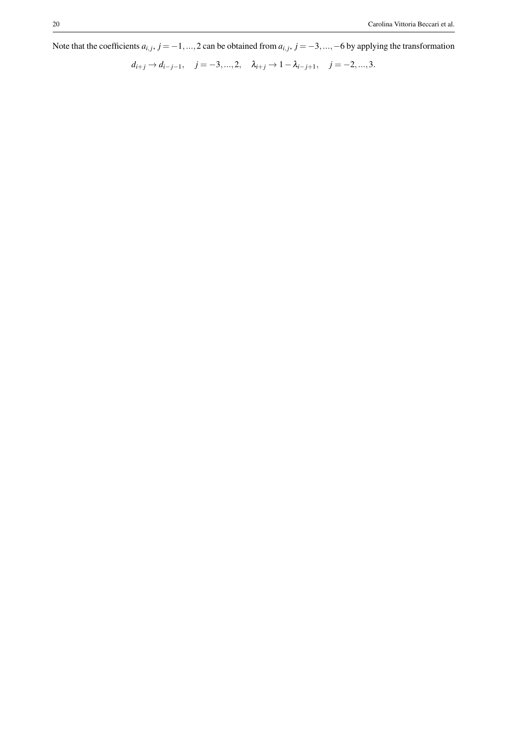Note that the coefficients $a_{i,j}$, $j = -1, ..., 2$ can be obtained from $a_{i,j}$, $j = -3, ..., -6$ by applying the transformation

$$d_{i+j} \to d_{i-j-1}, \quad j = -3, ..., 2, \quad \lambda_{i+j} \to 1 - \lambda_{i-j+1}, \quad j = -2, ..., 3.$$